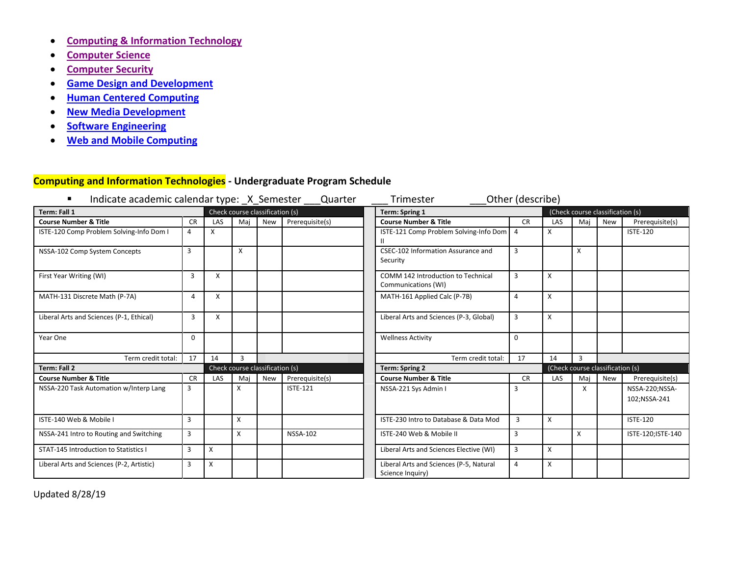- Computing & Information Technology
- Computer Science
- Computer Security
- Game Design and Development
- Human Centered Computing
- New Media Development
- Software Engineering
- Web and Mobile Computing

## Computing and Information Technologies - Undergraduate Program Schedule

- Indicate academic calendar type: _X_Semester ___Quarter ___ Trimester ___Other (describe)

| Term: Fall 1 | | Check course classification (s) | | | | Term: Spring 1 | | (Check course classification (s) | | | |
|---|---|---|---|---|---|---|---|---|---|---|---|
| **Course Number & Title** | CR | LAS | Maj | New | Prerequisite(s) | **Course Number & Title** | CR | LAS | Maj | New | Prerequisite(s) |
| ISTE-120 Comp Problem Solving-Info Dom I | 4 | X | | | | ISTE-121 Comp Problem Solving-Info Dom II | 4 | X | | | ISTE-120 |
| NSSA-102 Comp System Concepts | 3 | | X | | | CSEC-102 Information Assurance and Security | 3 | | X | | |
| First Year Writing (WI) | 3 | X | | | | COMM 142 Introduction to Technical Communications (WI) | 3 | X | | | |
| MATH-131 Discrete Math (P-7A) | 4 | X | | | | MATH-161 Applied Calc (P-7B) | 4 | X | | | |
| Liberal Arts and Sciences (P-1, Ethical) | 3 | X | | | | Liberal Arts and Sciences (P-3, Global) | 3 | X | | | |
| Year One | 0 | | | | | Wellness Activity | 0 | | | | |
| Term credit total: | 17 | 14 | 3 | | | Term credit total: | 17 | 14 | 3 | | |
| **Term: Fall 2** | | Check course classification (s) | | | | **Term: Spring 2** | | (Check course classification (s) | | | |
| **Course Number & Title** | CR | LAS | Maj | New | Prerequisite(s) | **Course Number & Title** | CR | LAS | Maj | New | Prerequisite(s) |
| NSSA-220 Task Automation w/Interp Lang | 3 | | X | | ISTE-121 | NSSA-221 Sys Admin I | 3 | | X | | NSSA-220;NSSA-102;NSSA-241 |
| ISTE-140 Web & Mobile I | 3 | | X | | | ISTE-230 Intro to Database & Data Mod | 3 | X | | | ISTE-120 |
| NSSA-241 Intro to Routing and Switching | 3 | | X | | NSSA-102 | ISTE-240 Web & Mobile II | 3 | | X | | ISTE-120;ISTE-140 |
| STAT-145 Introduction to Statistics I | 3 | X | | | | Liberal Arts and Sciences Elective (WI) | 3 | X | | | |
| Liberal Arts and Sciences (P-2, Artistic) | 3 | X | | | | Liberal Arts and Sciences (P-5, Natural Science Inquiry) | 4 | X | | | |

Updated 8/28/19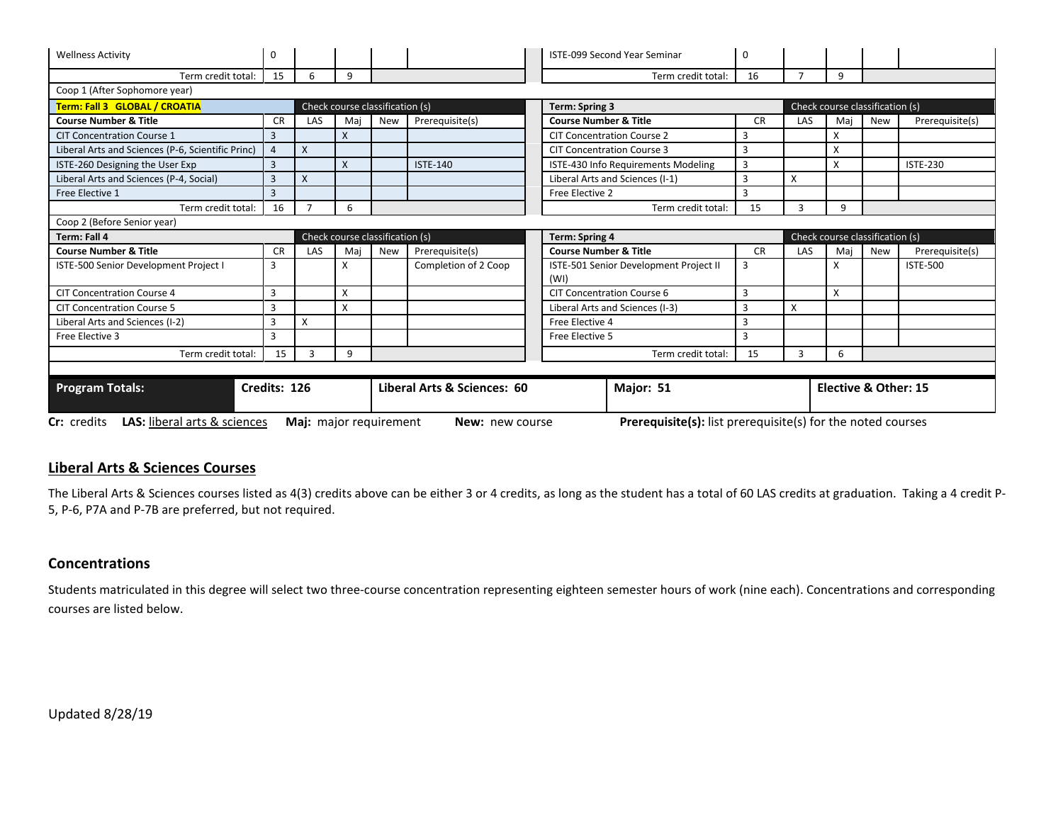| Wellness Activity | 0 | | | | | | ISTE-099 Second Year Seminar | 0 | | | | |
|---|---|---|---|---|---|---|---|---|---|---|---|---|
| Term credit total: | 15 | 6 | 9 | | | | Term credit total: | 16 | 7 | 9 | | |

Coop 1 (After Sophomore year)

| Term: Fall 3 GLOBAL / CROATIA | | Check course classification (s) | | | | | Term: Spring 3 | | Check course classification (s) | | | |
|---|---|---|---|---|---|---|---|---|---|---|---|---|
| Course Number & Title | CR | LAS | Maj | New | Prerequisite(s) | | Course Number & Title | CR | LAS | Maj | New | Prerequisite(s) |
| CIT Concentration Course 1 | 3 | | X | | | | CIT Concentration Course 2 | 3 | | X | | |
| Liberal Arts and Sciences (P-6, Scientific Princ) | 4 | X | | | | | CIT Concentration Course 3 | 3 | | X | | |
| ISTE-260 Designing the User Exp | 3 | | X | | ISTE-140 | | ISTE-430 Info Requirements Modeling | 3 | | X | | ISTE-230 |
| Liberal Arts and Sciences (P-4, Social) | 3 | X | | | | | Liberal Arts and Sciences (I-1) | 3 | X | | | |
| Free Elective 1 | 3 | | | | | | Free Elective 2 | 3 | | | | |
| Term credit total: | 16 | 7 | 6 | | | | Term credit total: | 15 | 3 | 9 | | |

Coop 2 (Before Senior year)

| Term: Fall 4 | | Check course classification (s) | | | | | Term: Spring 4 | | Check course classification (s) | | | |
|---|---|---|---|---|---|---|---|---|---|---|---|---|
| Course Number & Title | CR | LAS | Maj | New | Prerequisite(s) | | Course Number & Title | CR | LAS | Maj | New | Prerequisite(s) |
| ISTE-500 Senior Development Project I | 3 | | X | | Completion of 2 Coop | | ISTE-501 Senior Development Project II (WI) | 3 | | X | | ISTE-500 |
| CIT Concentration Course 4 | 3 | | X | | | | CIT Concentration Course 6 | 3 | | X | | |
| CIT Concentration Course 5 | 3 | | X | | | | Liberal Arts and Sciences (I-3) | 3 | X | | | |
| Liberal Arts and Sciences (I-2) | 3 | X | | | | | Free Elective 4 | 3 | | | | |
| Free Elective 3 | 3 | | | | | | Free Elective 5 | 3 | | | | |
| Term credit total: | 15 | 3 | 9 | | | | Term credit total: | 15 | 3 | 6 | | |

| Program Totals: | Credits: 126 | Liberal Arts & Sciences: 60 | Major: 51 | Elective & Other: 15 |
|---|---|---|---|---|

**Cr:** credits **LAS:** liberal arts & sciences **Maj:** major requirement **New:** new course **Prerequisite(s):** list prerequisite(s) for the noted courses

## Liberal Arts & Sciences Courses

The Liberal Arts & Sciences courses listed as 4(3) credits above can be either 3 or 4 credits, as long as the student has a total of 60 LAS credits at graduation. Taking a 4 credit P-5, P-6, P7A and P-7B are preferred, but not required.

## Concentrations

Students matriculated in this degree will select two three-course concentration representing eighteen semester hours of work (nine each). Concentrations and corresponding courses are listed below.

Updated 8/28/19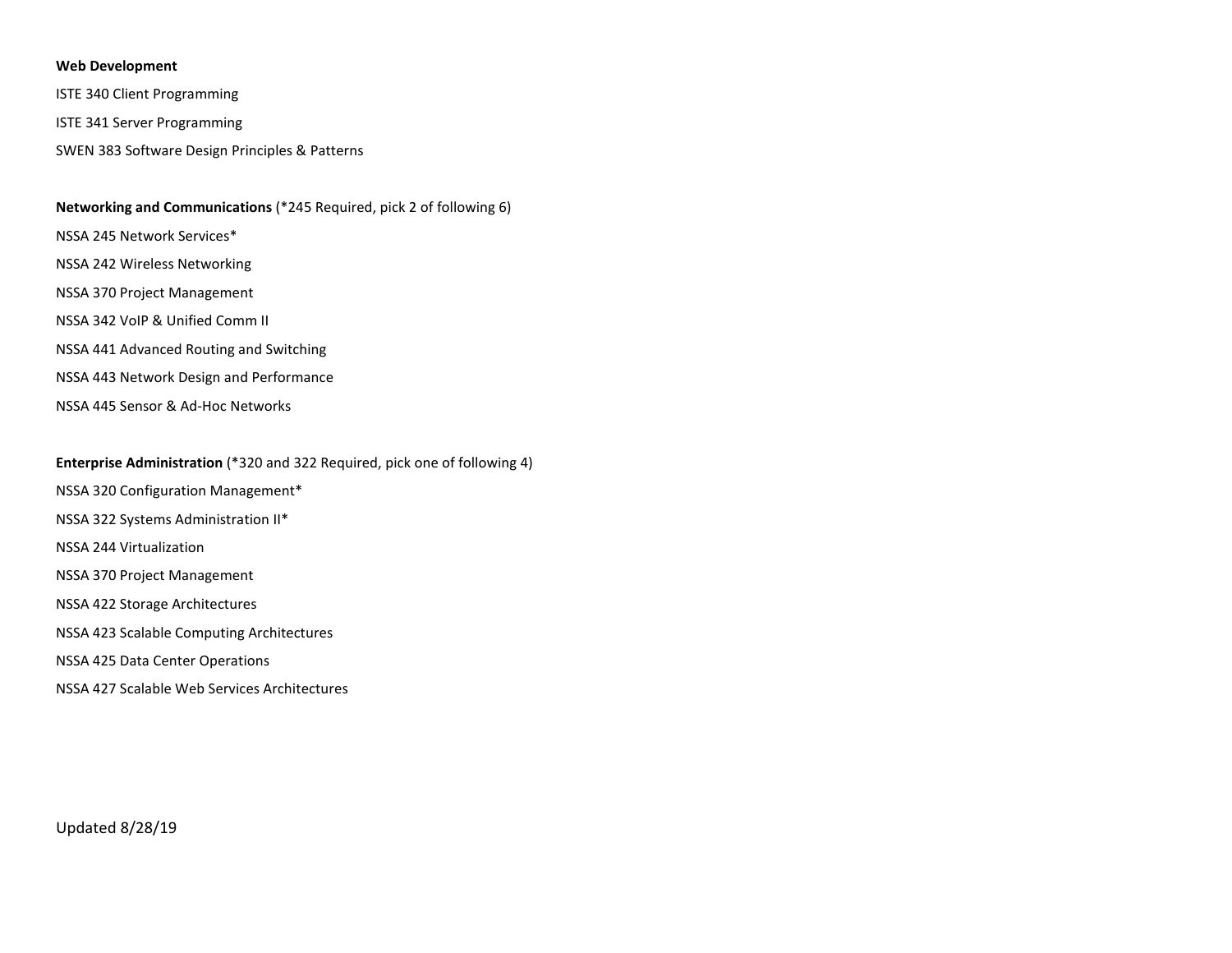**Web Development**

ISTE 340 Client Programming

ISTE 341 Server Programming

SWEN 383 Software Design Principles & Patterns

**Networking and Communications** (*245 Required, pick 2 of following 6)

NSSA 245 Network Services*

NSSA 242 Wireless Networking

NSSA 370 Project Management

NSSA 342 VoIP & Unified Comm II

NSSA 441 Advanced Routing and Switching

NSSA 443 Network Design and Performance

NSSA 445 Sensor & Ad-Hoc Networks

**Enterprise Administration** (*320 and 322 Required, pick one of following 4)

NSSA 320 Configuration Management*

NSSA 322 Systems Administration II*

NSSA 244 Virtualization

NSSA 370 Project Management

NSSA 422 Storage Architectures

NSSA 423 Scalable Computing Architectures

NSSA 425 Data Center Operations

NSSA 427 Scalable Web Services Architectures

Updated 8/28/19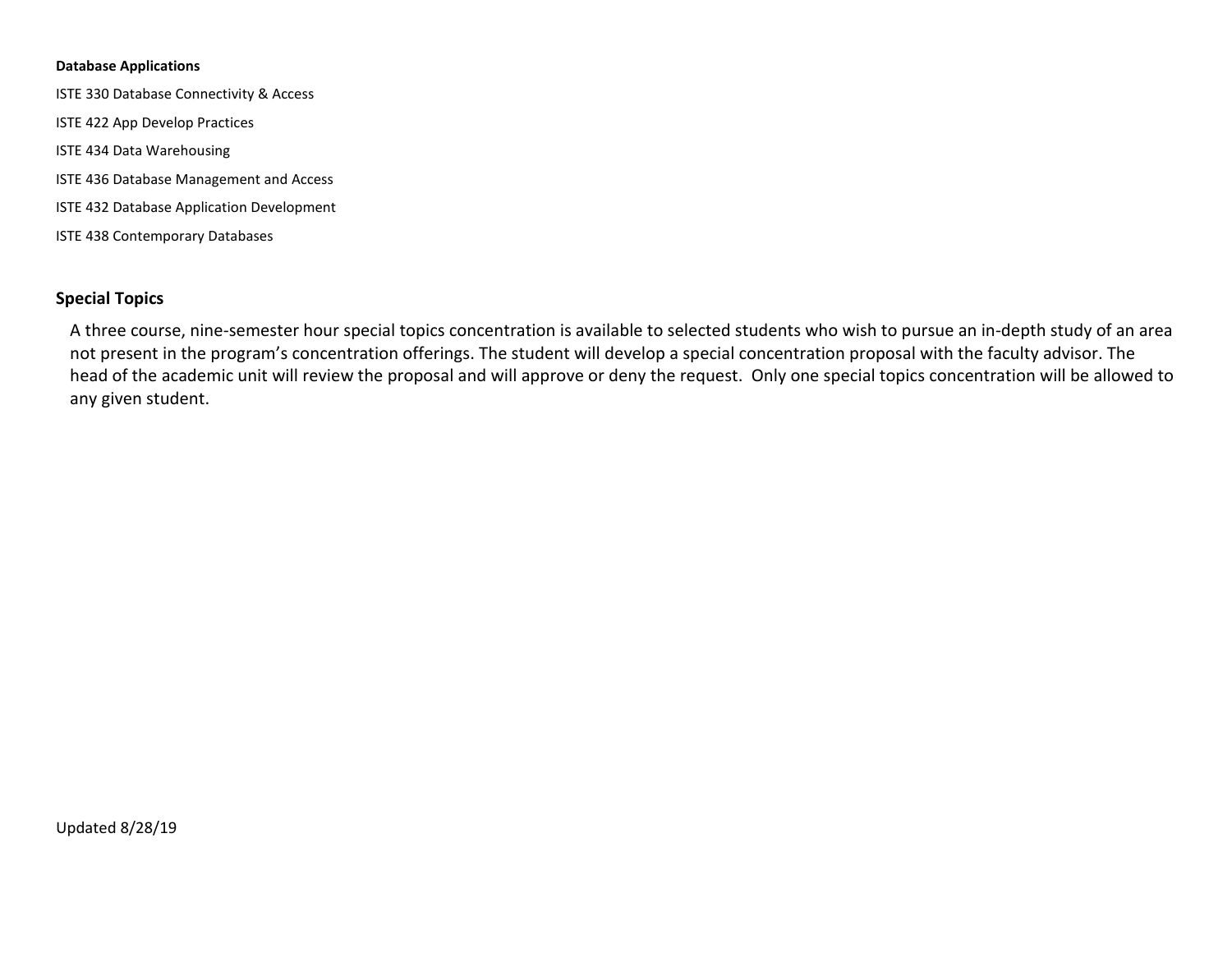**Database Applications**

ISTE 330 Database Connectivity & Access

ISTE 422 App Develop Practices

ISTE 434 Data Warehousing

ISTE 436 Database Management and Access

ISTE 432 Database Application Development

ISTE 438 Contemporary Databases

## Special Topics

A three course, nine-semester hour special topics concentration is available to selected students who wish to pursue an in-depth study of an area not present in the program's concentration offerings. The student will develop a special concentration proposal with the faculty advisor. The head of the academic unit will review the proposal and will approve or deny the request. Only one special topics concentration will be allowed to any given student.

Updated 8/28/19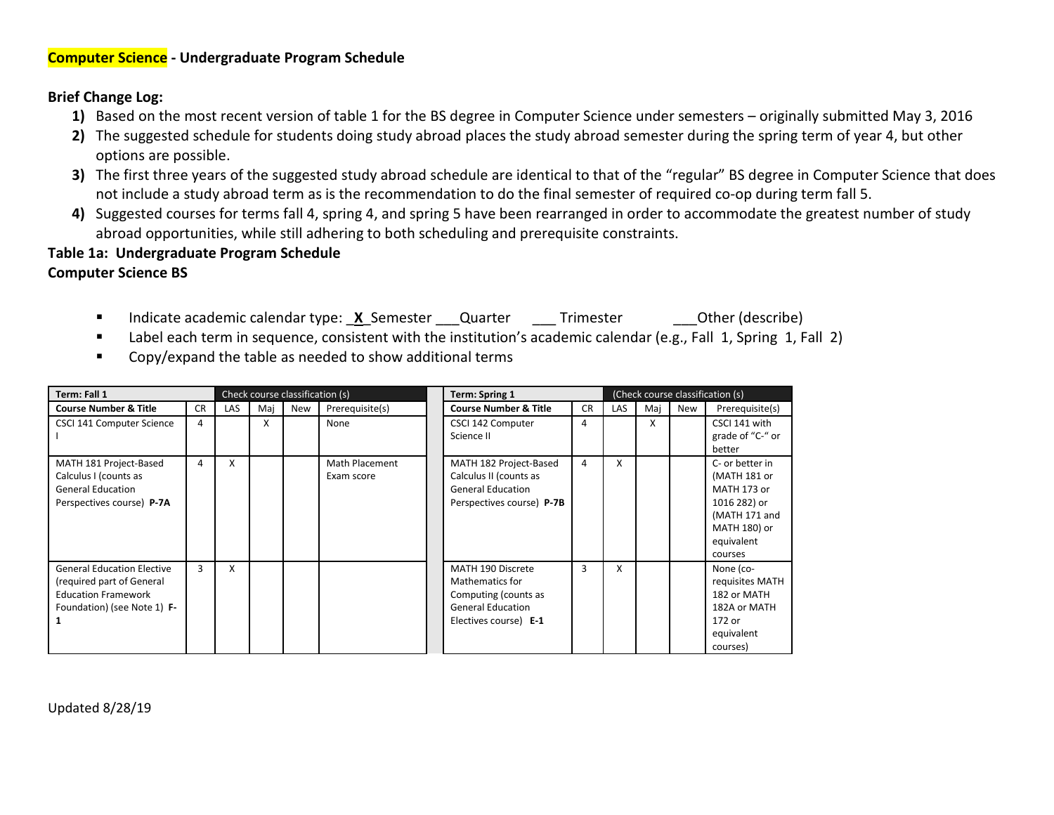**Computer Science - Undergraduate Program Schedule**

**Brief Change Log:**

1) Based on the most recent version of table 1 for the BS degree in Computer Science under semesters – originally submitted May 3, 2016
2) The suggested schedule for students doing study abroad places the study abroad semester during the spring term of year 4, but other options are possible.
3) The first three years of the suggested study abroad schedule are identical to that of the "regular" BS degree in Computer Science that does not include a study abroad term as is the recommendation to do the final semester of required co-op during term fall 5.
4) Suggested courses for terms fall 4, spring 4, and spring 5 have been rearranged in order to accommodate the greatest number of study abroad opportunities, while still adhering to both scheduling and prerequisite constraints.

**Table 1a: Undergraduate Program Schedule**
**Computer Science BS**

- Indicate academic calendar type: _X_ Semester ___Quarter ___ Trimester ___Other (describe)
- Label each term in sequence, consistent with the institution's academic calendar (e.g., Fall 1, Spring 1, Fall 2)
- Copy/expand the table as needed to show additional terms

| Term: Fall 1 | | Check course classification (s) | | | |
|---|---|---|---|---|---|
| Course Number & Title | CR | LAS | Maj | New | Prerequisite(s) |
| CSCI 141 Computer Science I | 4 | | X | | None |
| MATH 181 Project-Based Calculus I (counts as General Education Perspectives course) **P-7A** | 4 | X | | | Math Placement Exam score |
| General Education Elective (required part of General Education Framework Foundation) (see Note 1) **F-1** | 3 | X | | | |

| Term: Spring 1 | | (Check course classification (s) | | | |
|---|---|---|---|---|---|
| Course Number & Title | CR | LAS | Maj | New | Prerequisite(s) |
| CSCI 142 Computer Science II | 4 | | X | | CSCI 141 with grade of "C-" or better |
| MATH 182 Project-Based Calculus II (counts as General Education Perspectives course) **P-7B** | 4 | X | | | C- or better in (MATH 181 or MATH 173 or 1016 282) or (MATH 171 and MATH 180) or equivalent courses |
| MATH 190 Discrete Mathematics for Computing (counts as General Education Electives course) **E-1** | 3 | X | | | None (co-requisites MATH 182 or MATH 182A or MATH 172 or equivalent courses) |

Updated 8/28/19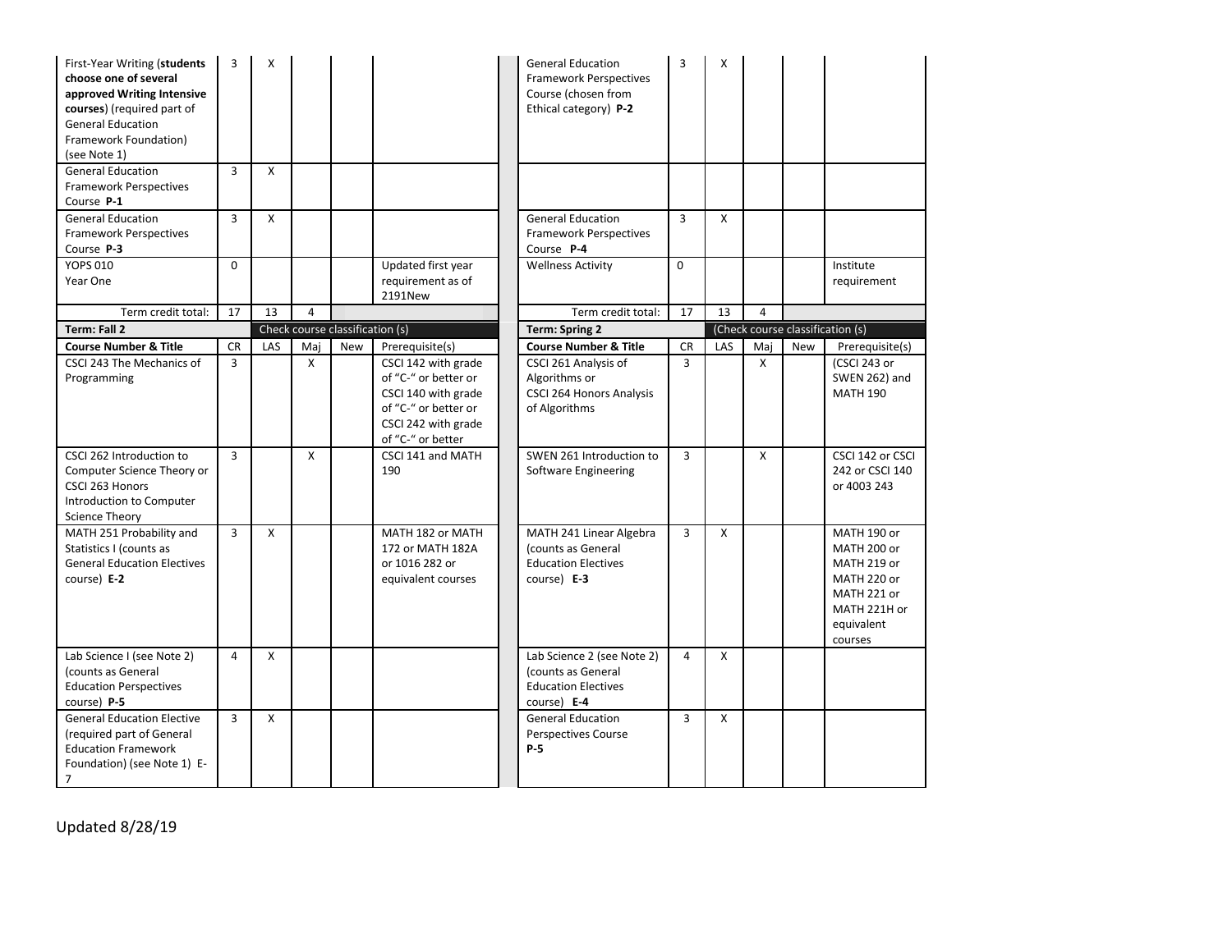| First-Year Writing (**students choose one of several approved Writing Intensive courses**) (required part of General Education Framework Foundation) (see Note 1) | 3 | X | | | | | General Education Framework Perspectives Course (chosen from Ethical category) **P-2** | 3 | X | | | |
|---|---|---|---|---|---|---|---|---|---|---|---|---|
| General Education Framework Perspectives Course **P-1** | 3 | X | | | | | | | | | | |
| General Education Framework Perspectives Course **P-3** | 3 | X | | | | | General Education Framework Perspectives Course **P-4** | 3 | X | | | |
| YOPS 010 Year One | 0 | | | | Updated first year requirement as of 2191New | | Wellness Activity | 0 | | | | Institute requirement |
| Term credit total: | 17 | 13 | 4 | | | | Term credit total: | 17 | 13 | 4 | | |
| **Term: Fall 2** | | (Check course classification (s) | | | | | **Term: Spring 2** | | (Check course classification (s) | | | |
| **Course Number & Title** | CR | LAS | Maj | New | Prerequisite(s) | | **Course Number & Title** | CR | LAS | Maj | New | Prerequisite(s) |
| CSCI 243 The Mechanics of Programming | 3 | | X | | CSCI 142 with grade of "C-" or better or CSCI 140 with grade of "C-" or better or CSCI 242 with grade of "C-" or better | | CSCI 261 Analysis of Algorithms or CSCI 264 Honors Analysis of Algorithms | 3 | | X | | (CSCI 243 or SWEN 262) and MATH 190 |
| CSCI 262 Introduction to Computer Science Theory or CSCI 263 Honors Introduction to Computer Science Theory | 3 | | X | | CSCI 141 and MATH 190 | | SWEN 261 Introduction to Software Engineering | 3 | | X | | CSCI 142 or CSCI 242 or CSCI 140 or 4003 243 |
| MATH 251 Probability and Statistics I (counts as General Education Electives course) **E-2** | 3 | X | | | MATH 182 or MATH 172 or MATH 182A or 1016 282 or equivalent courses | | MATH 241 Linear Algebra (counts as General Education Electives course) **E-3** | 3 | X | | | MATH 190 or MATH 200 or MATH 219 or MATH 220 or MATH 221 or MATH 221H or equivalent courses |
| Lab Science I (see Note 2) (counts as General Education Perspectives course) **P-5** | 4 | X | | | | | Lab Science 2 (see Note 2) (counts as General Education Electives course) **E-4** | 4 | X | | | |
| General Education Elective (required part of General Education Framework Foundation) (see Note 1) E-7 | 3 | X | | | | | General Education Perspectives Course **P-5** | 3 | X | | | |

Updated 8/28/19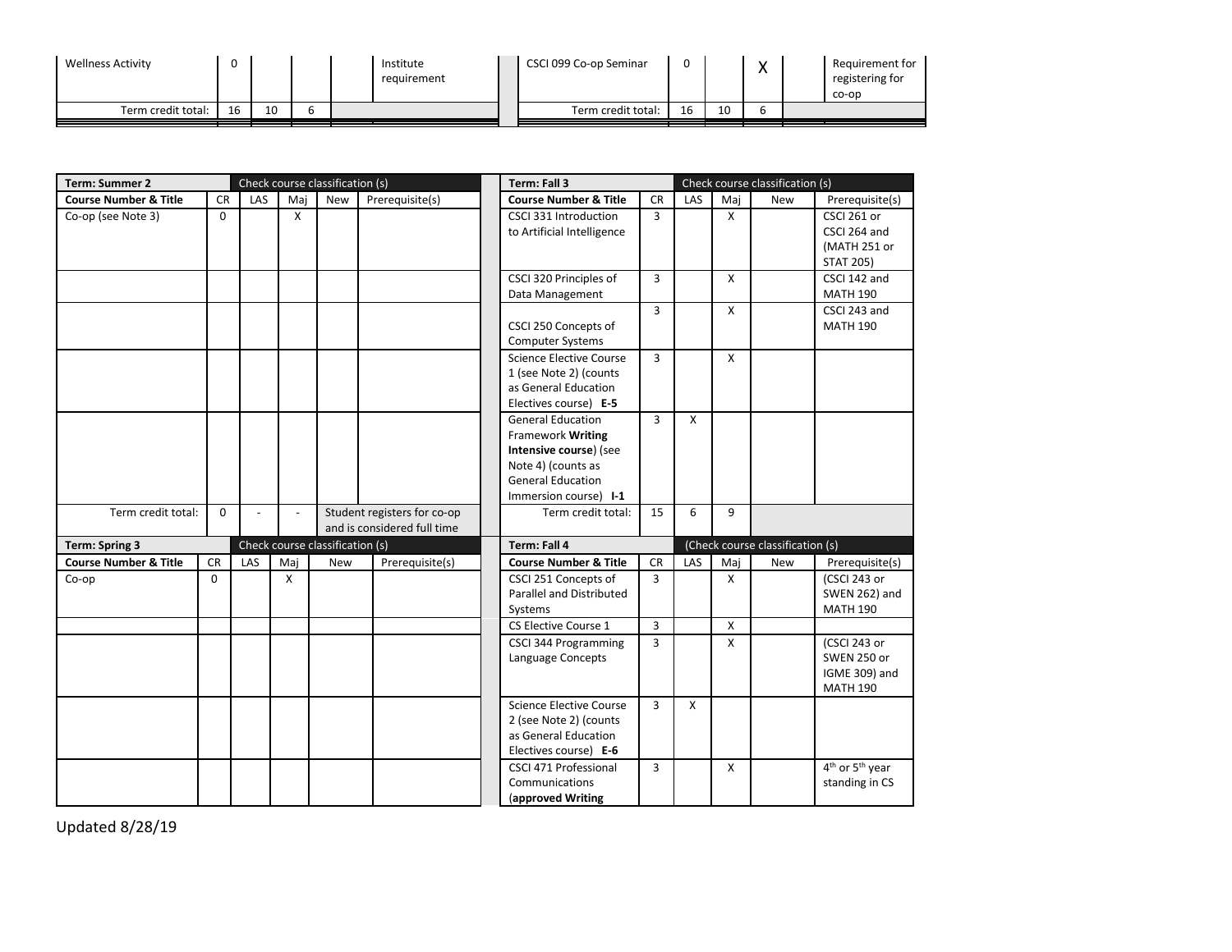| Course Number & Title | CR | LAS | Maj | New | Prerequisite(s) |
|---|---|---|---|---|---|
| Wellness Activity | 0 | | | | Institute requirement |
| Term credit total: | 16 | 10 | 6 | | |

| Course Number & Title | CR | LAS | Maj | New | Prerequisite(s) |
|---|---|---|---|---|---|
| CSCI 099 Co-op Seminar | 0 | | X | | Requirement for registering for co-op |
| Term credit total: | 16 | 10 | 6 | | |

| Term: Summer 2 | | Check course classification (s) | | | |
|---|---|---|---|---|---|
| **Course Number & Title** | **CR** | **LAS** | **Maj** | **New** | **Prerequisite(s)** |
| Co-op (see Note 3) | 0 | | X | | |
| | | | | | |
| | | | | | |
| | | | | | |
| | | | | | |
| Term credit total: | 0 | - | - | Student registers for co-op and is considered full time | |

| Term: Fall 3 | | Check course classification (s) | | | |
|---|---|---|---|---|---|
| **Course Number & Title** | **CR** | **LAS** | **Maj** | **New** | **Prerequisite(s)** |
| CSCI 331 Introduction to Artificial Intelligence | 3 | | X | | CSCI 261 or CSCI 264 and (MATH 251 or STAT 205) |
| CSCI 320 Principles of Data Management | 3 | | X | | CSCI 142 and MATH 190 |
| CSCI 250 Concepts of Computer Systems | 3 | | X | | CSCI 243 and MATH 190 |
| Science Elective Course 1 (see Note 2) (counts as General Education Electives course) **E-5** | 3 | | X | | |
| General Education Framework **Writing Intensive course**) (see Note 4) (counts as General Education Immersion course) **I-1** | 3 | X | | | |
| Term credit total: | 15 | 6 | 9 | | |

| Term: Spring 3 | | Check course classification (s) | | | |
|---|---|---|---|---|---|
| **Course Number & Title** | **CR** | **LAS** | **Maj** | **New** | **Prerequisite(s)** |
| Co-op | 0 | | X | | |
| | | | | | |
| | | | | | |
| | | | | | |
| | | | | | |

| Term: Fall 4 | | (Check course classification (s) | | | |
|---|---|---|---|---|---|
| **Course Number & Title** | **CR** | **LAS** | **Maj** | **New** | **Prerequisite(s)** |
| CSCI 251 Concepts of Parallel and Distributed Systems | 3 | | X | | (CSCI 243 or SWEN 262) and MATH 190 |
| CS Elective Course 1 | 3 | | X | | |
| CSCI 344 Programming Language Concepts | 3 | | X | | (CSCI 243 or SWEN 250 or IGME 309) and MATH 190 |
| Science Elective Course 2 (see Note 2) (counts as General Education Electives course) **E-6** | 3 | X | | | |
| CSCI 471 Professional Communications (**approved Writing** | 3 | | X | | 4th or 5th year standing in CS |

Updated 8/28/19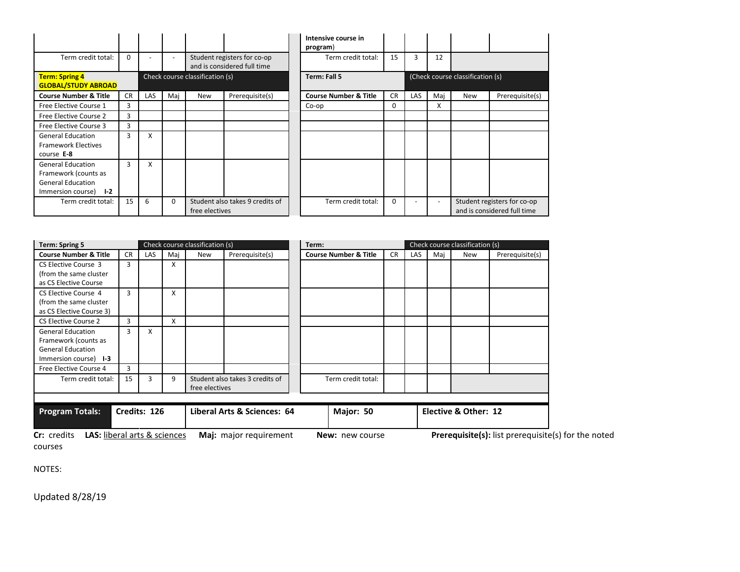| | | | | | |
|---|---|---|---|---|---|
| | | | | | |
| Term credit total: | 0 | - | - | Student registers for co-op and is considered full time | |
| **Term: Spring 4 GLOBAL/STUDY ABROAD** | | Check course classification (s) | | | |
| **Course Number & Title** | CR | LAS | Maj | New | Prerequisite(s) |
| Free Elective Course 1 | 3 | | | | |
| Free Elective Course 2 | 3 | | | | |
| Free Elective Course 3 | 3 | | | | |
| General Education Framework Electives course **E-8** | 3 | X | | | |
| General Education Framework (counts as General Education Immersion course) **I-2** | 3 | X | | | |
| Term credit total: | 15 | 6 | 0 | Student also takes 9 credits of free electives | |

| | | | | | |
|---|---|---|---|---|---|
| **Intensive course in program**) | | | | | |
| Term credit total: | 15 | 3 | 12 | | |
| **Term: Fall 5** | | (Check course classification (s) | | | |
| **Course Number & Title** | CR | LAS | Maj | New | Prerequisite(s) |
| Co-op | 0 | | X | | |
| | | | | | |
| | | | | | |
| | | | | | |
| | | | | | |
| Term credit total: | 0 | - | - | Student registers for co-op and is considered full time | |

| **Term: Spring 5** | | Check course classification (s) | | | |
|---|---|---|---|---|---|
| **Course Number & Title** | CR | LAS | Maj | New | Prerequisite(s) |
| CS Elective Course 3 (from the same cluster as CS Elective Course | 3 | | X | | |
| CS Elective Course 4 (from the same cluster as CS Elective Course 3) | 3 | | X | | |
| CS Elective Course 2 | 3 | | X | | |
| General Education Framework (counts as General Education Immersion course) **I-3** | 3 | X | | | |
| Free Elective Course 4 | 3 | | | | |
| Term credit total: | 15 | 3 | 9 | Student also takes 3 credits of free electives | |

| **Term:** | | Check course classification (s) | | | |
|---|---|---|---|---|---|
| **Course Number & Title** | CR | LAS | Maj | New | Prerequisite(s) |
| | | | | | |
| | | | | | |
| | | | | | |
| | | | | | |
| | | | | | |
| Term credit total: | | | | | |

| **Program Totals:** | **Credits: 126** | **Liberal Arts & Sciences: 64** | **Major: 50** | **Elective & Other: 12** |
|---|---|---|---|---|

**Cr:** credits **LAS:** liberal arts & sciences **Maj:** major requirement **New:** new course **Prerequisite(s):** list prerequisite(s) for the noted courses

NOTES:

Updated 8/28/19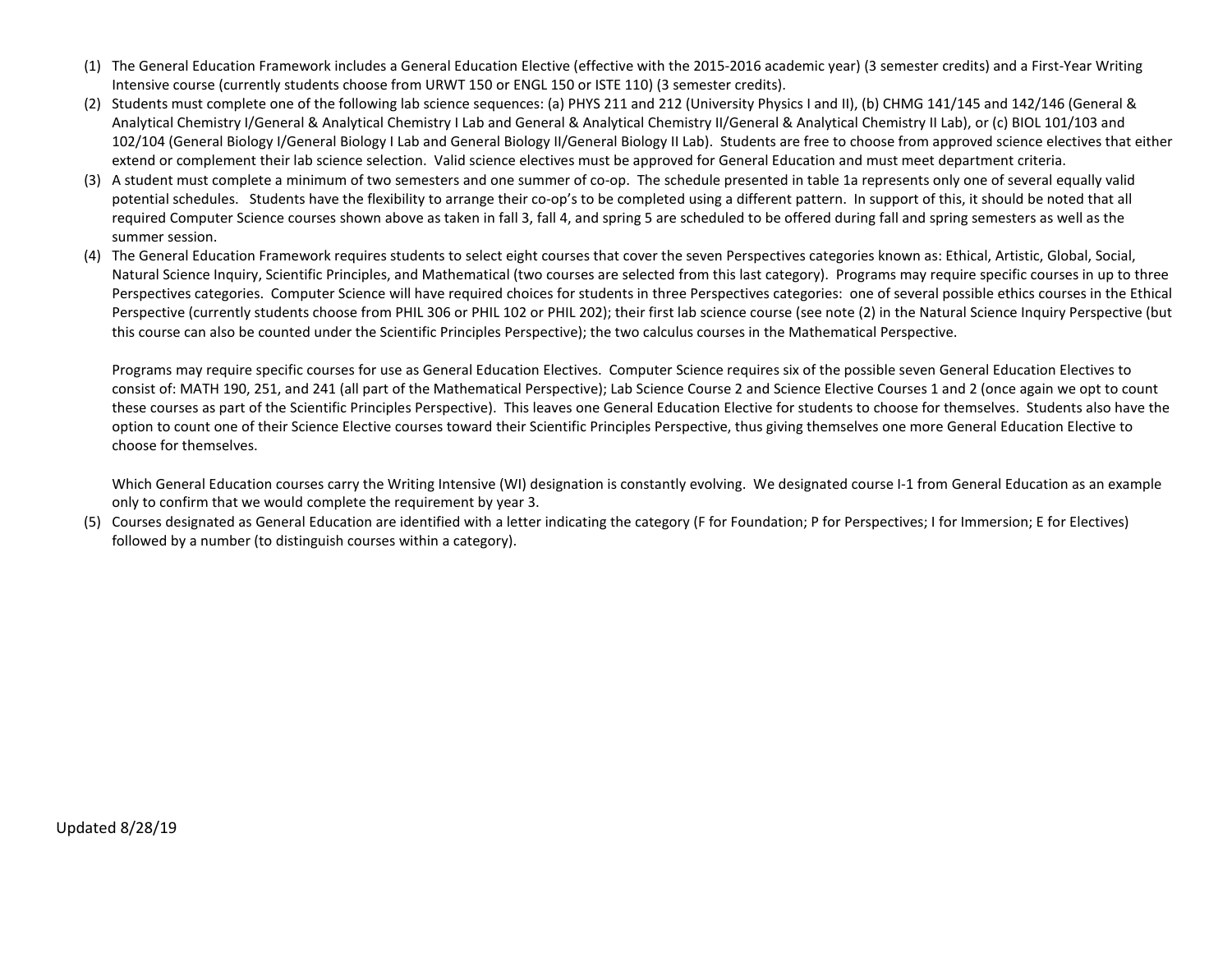(1) The General Education Framework includes a General Education Elective (effective with the 2015-2016 academic year) (3 semester credits) and a First-Year Writing Intensive course (currently students choose from URWT 150 or ENGL 150 or ISTE 110) (3 semester credits).

(2) Students must complete one of the following lab science sequences: (a) PHYS 211 and 212 (University Physics I and II), (b) CHMG 141/145 and 142/146 (General & Analytical Chemistry I/General & Analytical Chemistry I Lab and General & Analytical Chemistry II/General & Analytical Chemistry II Lab), or (c) BIOL 101/103 and 102/104 (General Biology I/General Biology I Lab and General Biology II/General Biology II Lab). Students are free to choose from approved science electives that either extend or complement their lab science selection. Valid science electives must be approved for General Education and must meet department criteria.

(3) A student must complete a minimum of two semesters and one summer of co-op. The schedule presented in table 1a represents only one of several equally valid potential schedules. Students have the flexibility to arrange their co-op's to be completed using a different pattern. In support of this, it should be noted that all required Computer Science courses shown above as taken in fall 3, fall 4, and spring 5 are scheduled to be offered during fall and spring semesters as well as the summer session.

(4) The General Education Framework requires students to select eight courses that cover the seven Perspectives categories known as: Ethical, Artistic, Global, Social, Natural Science Inquiry, Scientific Principles, and Mathematical (two courses are selected from this last category). Programs may require specific courses in up to three Perspectives categories. Computer Science will have required choices for students in three Perspectives categories: one of several possible ethics courses in the Ethical Perspective (currently students choose from PHIL 306 or PHIL 102 or PHIL 202); their first lab science course (see note (2) in the Natural Science Inquiry Perspective (but this course can also be counted under the Scientific Principles Perspective); the two calculus courses in the Mathematical Perspective.

   Programs may require specific courses for use as General Education Electives. Computer Science requires six of the possible seven General Education Electives to consist of: MATH 190, 251, and 241 (all part of the Mathematical Perspective); Lab Science Course 2 and Science Elective Courses 1 and 2 (once again we opt to count these courses as part of the Scientific Principles Perspective). This leaves one General Education Elective for students to choose for themselves. Students also have the option to count one of their Science Elective courses toward their Scientific Principles Perspective, thus giving themselves one more General Education Elective to choose for themselves.

   Which General Education courses carry the Writing Intensive (WI) designation is constantly evolving. We designated course I-1 from General Education as an example only to confirm that we would complete the requirement by year 3.

(5) Courses designated as General Education are identified with a letter indicating the category (F for Foundation; P for Perspectives; I for Immersion; E for Electives) followed by a number (to distinguish courses within a category).

Updated 8/28/19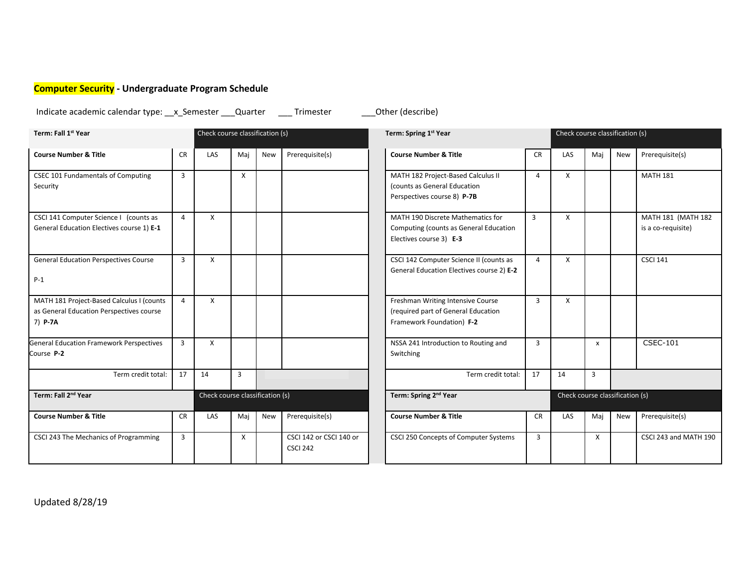## Computer Security - Undergraduate Program Schedule

Indicate academic calendar type: __x_Semester ___Quarter ___ Trimester ___Other (describe)

| Term: Fall 1st Year | | Check course classification (s) | | | |
|---|---|---|---|---|---|
| **Course Number & Title** | CR | LAS | Maj | New | Prerequisite(s) |
| CSEC 101 Fundamentals of Computing Security | 3 | | X | | |
| CSCI 141 Computer Science I (counts as General Education Electives course 1) **E-1** | 4 | X | | | |
| General Education Perspectives Course P-1 | 3 | X | | | |
| MATH 181 Project-Based Calculus I (counts as General Education Perspectives course 7) **P-7A** | 4 | X | | | |
| General Education Framework Perspectives Course **P-2** | 3 | X | | | |
| Term credit total: | 17 | 14 | 3 | | |

| Term: Spring 1st Year | | Check course classification (s) | | | |
|---|---|---|---|---|---|
| **Course Number & Title** | CR | LAS | Maj | New | Prerequisite(s) |
| MATH 182 Project-Based Calculus II (counts as General Education Perspectives course 8) **P-7B** | 4 | X | | | MATH 181 |
| MATH 190 Discrete Mathematics for Computing (counts as General Education Electives course 3) **E-3** | 3 | X | | | MATH 181 (MATH 182 is a co-requisite) |
| CSCI 142 Computer Science II (counts as General Education Electives course 2) **E-2** | 4 | X | | | CSCI 141 |
| Freshman Writing Intensive Course (required part of General Education Framework Foundation) **F-2** | 3 | X | | | |
| NSSA 241 Introduction to Routing and Switching | 3 | | x | | CSEC-101 |
| Term credit total: | 17 | 14 | 3 | | |

| Term: Fall 2nd Year | | Check course classification (s) | | | |
|---|---|---|---|---|---|
| **Course Number & Title** | CR | LAS | Maj | New | Prerequisite(s) |
| CSCI 243 The Mechanics of Programming | 3 | | X | | CSCI 142 or CSCI 140 or CSCI 242 |

| Term: Spring 2nd Year | | Check course classification (s) | | | |
|---|---|---|---|---|---|
| **Course Number & Title** | CR | LAS | Maj | New | Prerequisite(s) |
| CSCI 250 Concepts of Computer Systems | 3 | | X | | CSCI 243 and MATH 190 |

Updated 8/28/19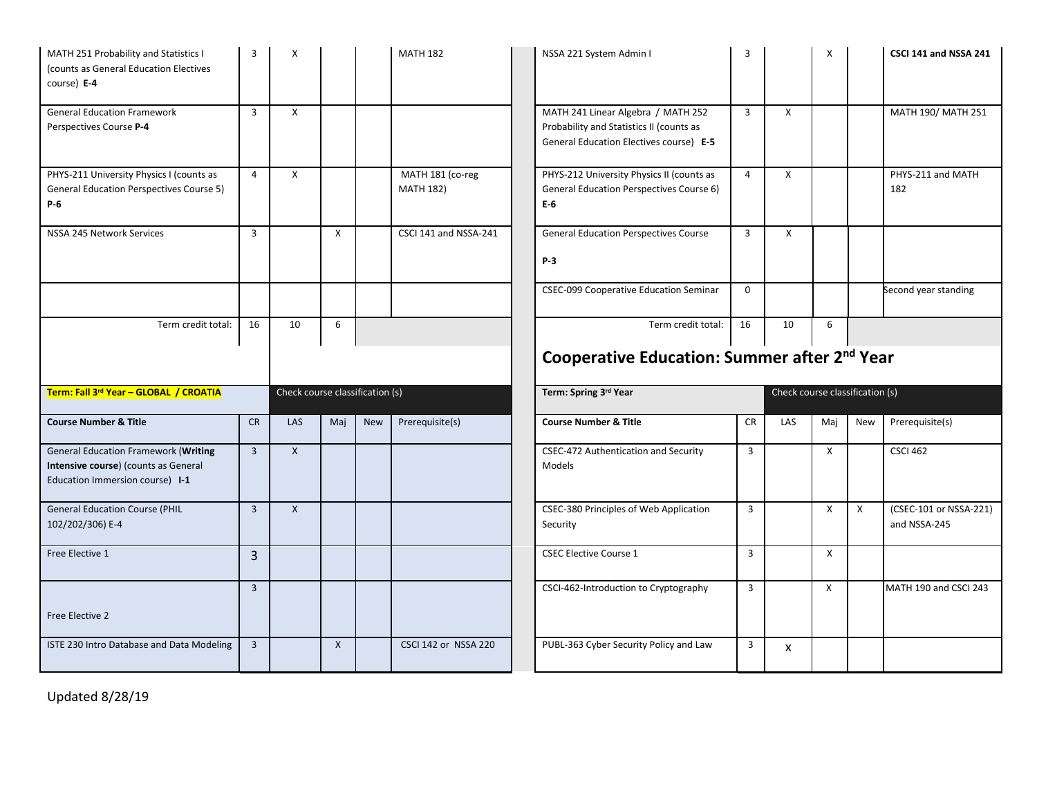| Course Number & Title | CR | LAS | Maj | New | Prerequisite(s) |
|---|---|---|---|---|---|
| MATH 251 Probability and Statistics I (counts as General Education Electives course) **E-4** | 3 | X | | | MATH 182 |
| General Education Framework Perspectives Course **P-4** | 3 | X | | | |
| PHYS-211 University Physics I (counts as General Education Perspectives Course 5) **P-6** | 4 | X | | | MATH 181 (co-reg MATH 182) |
| NSSA 245 Network Services | 3 | | X | | CSCI 141 and NSSA-241 |
| | | | | | |
| Term credit total: | 16 | 10 | 6 | | |

| Course Number & Title | CR | LAS | Maj | New | Prerequisite(s) |
|---|---|---|---|---|---|
| NSSA 221 System Admin I | 3 | | X | | **CSCI 141 and NSSA 241** |
| MATH 241 Linear Algebra / MATH 252 Probability and Statistics II (counts as General Education Electives course) **E-5** | 3 | X | | | MATH 190/ MATH 251 |
| PHYS-212 University Physics II (counts as General Education Perspectives Course 6) **E-6** | 4 | X | | | PHYS-211 and MATH 182 |
| General Education Perspectives Course **P-3** | 3 | X | | | |
| CSEC-099 Cooperative Education Seminar | 0 | | | | Second year standing |
| Term credit total: | 16 | 10 | 6 | | |

## Cooperative Education: Summer after 2nd Year

| Term: Fall 3rd Year – GLOBAL / CROATIA | | Check course classification (s) | | | |
|---|---|---|---|---|---|
| **Course Number & Title** | **CR** | **LAS** | **Maj** | **New** | **Prerequisite(s)** |
| General Education Framework (**Writing Intensive course**) (counts as General Education Immersion course) **I-1** | 3 | X | | | |
| General Education Course (PHIL 102/202/306) E-4 | 3 | X | | | |
| Free Elective 1 | 3 | | | | |
| Free Elective 2 | 3 | | | | |
| ISTE 230 Intro Database and Data Modeling | 3 | | X | | CSCI 142 or NSSA 220 |

| Term: Spring 3rd Year | | Check course classification (s) | | | |
|---|---|---|---|---|---|
| **Course Number & Title** | **CR** | **LAS** | **Maj** | **New** | **Prerequisite(s)** |
| CSEC-472 Authentication and Security Models | 3 | | X | | CSCI 462 |
| CSEC-380 Principles of Web Application Security | 3 | | X | X | (CSEC-101 or NSSA-221) and NSSA-245 |
| CSEC Elective Course 1 | 3 | | X | | |
| CSCI-462-Introduction to Cryptography | 3 | | X | | MATH 190 and CSCI 243 |
| PUBL-363 Cyber Security Policy and Law | 3 | X | | | |

Updated 8/28/19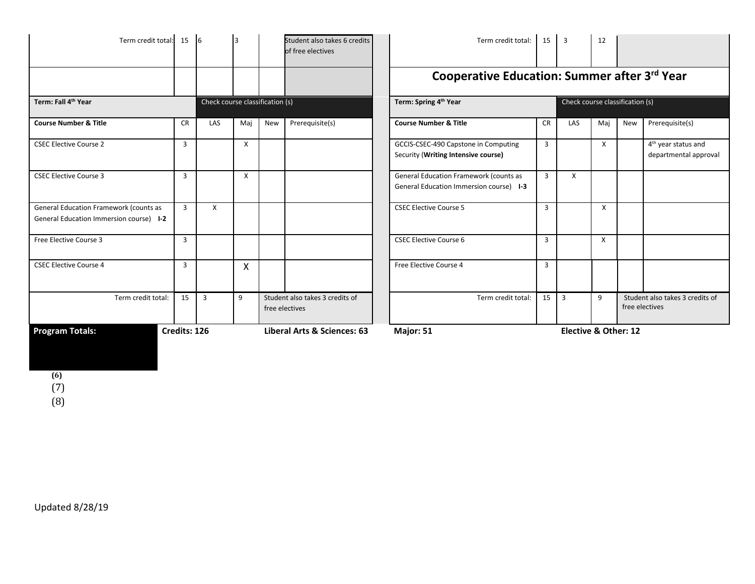| Term credit total: | 15 | 6 | 3 | | Student also takes 6 credits of free electives |
|---|---|---|---|---|---|

| Term credit total: | 15 | 3 | 12 | | |
|---|---|---|---|---|---|

## Cooperative Education: Summer after 3rd Year

| Term: Fall 4th Year | | Check course classification (s) | | | |
|---|---|---|---|---|---|
| **Course Number & Title** | **CR** | **LAS** | **Maj** | **New** | **Prerequisite(s)** |
| CSEC Elective Course 2 | 3 | | X | | |
| CSEC Elective Course 3 | 3 | | X | | |
| General Education Framework (counts as General Education Immersion course) **I-2** | 3 | X | | | |
| Free Elective Course 3 | 3 | | | | |
| CSEC Elective Course 4 | 3 | | X | | |
| Term credit total: | 15 | 3 | 9 | Student also takes 3 credits of free electives | |

| Term: Spring 4th Year | | Check course classification (s) | | | |
|---|---|---|---|---|---|
| **Course Number & Title** | **CR** | **LAS** | **Maj** | **New** | **Prerequisite(s)** |
| GCCIS-CSEC-490 Capstone in Computing Security (**Writing Intensive course)** | 3 | | X | | 4th year status and departmental approval |
| General Education Framework (counts as General Education Immersion course) **I-3** | 3 | X | | | |
| CSEC Elective Course 5 | 3 | | X | | |
| CSEC Elective Course 6 | 3 | | X | | |
| Free Elective Course 4 | 3 | | | | |
| Term credit total: | 15 | 3 | 9 | Student also takes 3 credits of free electives | |

| **Program Totals:** | **Credits: 126** | **Liberal Arts & Sciences: 63** | **Major: 51** | **Elective & Other: 12** |
|---|---|---|---|---|

(6)
(7)
(8)

Updated 8/28/19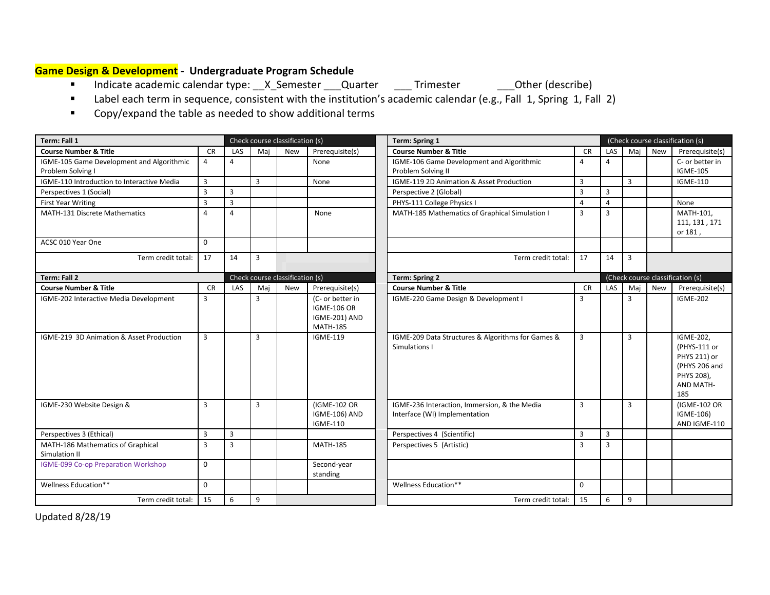## Game Design & Development - Undergraduate Program Schedule

- Indicate academic calendar type: __X_Semester ___Quarter ___ Trimester ___Other (describe)
- Label each term in sequence, consistent with the institution's academic calendar (e.g., Fall 1, Spring 1, Fall 2)
- Copy/expand the table as needed to show additional terms

| Term: Fall 1 | | Check course classification (s) | | | |
|---|---|---|---|---|---|
| Course Number & Title | CR | LAS | Maj | New | Prerequisite(s) |
| IGME-105 Game Development and Algorithmic Problem Solving I | 4 | 4 | | | None |
| IGME-110 Introduction to Interactive Media | 3 | | 3 | | None |
| Perspectives 1 (Social) | 3 | 3 | | | |
| First Year Writing | 3 | 3 | | | |
| MATH-131 Discrete Mathematics | 4 | 4 | | | None |
| ACSC 010 Year One | 0 | | | | |
| Term credit total: | 17 | 14 | 3 | | |

| Term: Spring 1 | | (Check course classification (s) | | | |
|---|---|---|---|---|---|
| Course Number & Title | CR | LAS | Maj | New | Prerequisite(s) |
| IGME-106 Game Development and Algorithmic Problem Solving II | 4 | 4 | | | C- or better in IGME-105 |
| IGME-119 2D Animation & Asset Production | 3 | | 3 | | IGME-110 |
| Perspective 2 (Global) | 3 | 3 | | | |
| PHYS-111 College Physics I | 4 | 4 | | | None |
| MATH-185 Mathematics of Graphical Simulation I | 3 | 3 | | | MATH-101, 111, 131 , 171 or 181 , |
| Term credit total: | 17 | 14 | 3 | | |

| Term: Fall 2 | | Check course classification (s) | | | |
|---|---|---|---|---|---|
| Course Number & Title | CR | LAS | Maj | New | Prerequisite(s) |
| IGME-202 Interactive Media Development | 3 | | 3 | | (C- or better in IGME-106 OR IGME-201) AND MATH-185 |
| IGME-219 3D Animation & Asset Production | 3 | | 3 | | IGME-119 |
| IGME-230 Website Design & | 3 | | 3 | | (IGME-102 OR IGME-106) AND IGME-110 |
| Perspectives 3 (Ethical) | 3 | 3 | | | |
| MATH-186 Mathematics of Graphical Simulation II | 3 | 3 | | | MATH-185 |
| IGME-099 Co-op Preparation Workshop | 0 | | | | Second-year standing |
| Wellness Education** | 0 | | | | |
| Term credit total: | 15 | 6 | 9 | | |

| Term: Spring 2 | | (Check course classification (s) | | | |
|---|---|---|---|---|---|
| Course Number & Title | CR | LAS | Maj | New | Prerequisite(s) |
| IGME-220 Game Design & Development I | 3 | | 3 | | IGME-202 |
| IGME-209 Data Structures & Algorithms for Games & Simulations I | 3 | | 3 | | IGME-202, (PHYS-111 or PHYS 211) or (PHYS 206 and PHYS 208), AND MATH-185 |
| IGME-236 Interaction, Immersion, & the Media Interface (WI) Implementation | 3 | | 3 | | (IGME-102 OR IGME-106) AND IGME-110 |
| Perspectives 4 (Scientific) | 3 | 3 | | | |
| Perspectives 5 (Artistic) | 3 | 3 | | | |
| Wellness Education** | 0 | | | | |
| Term credit total: | 15 | 6 | 9 | | |

Updated 8/28/19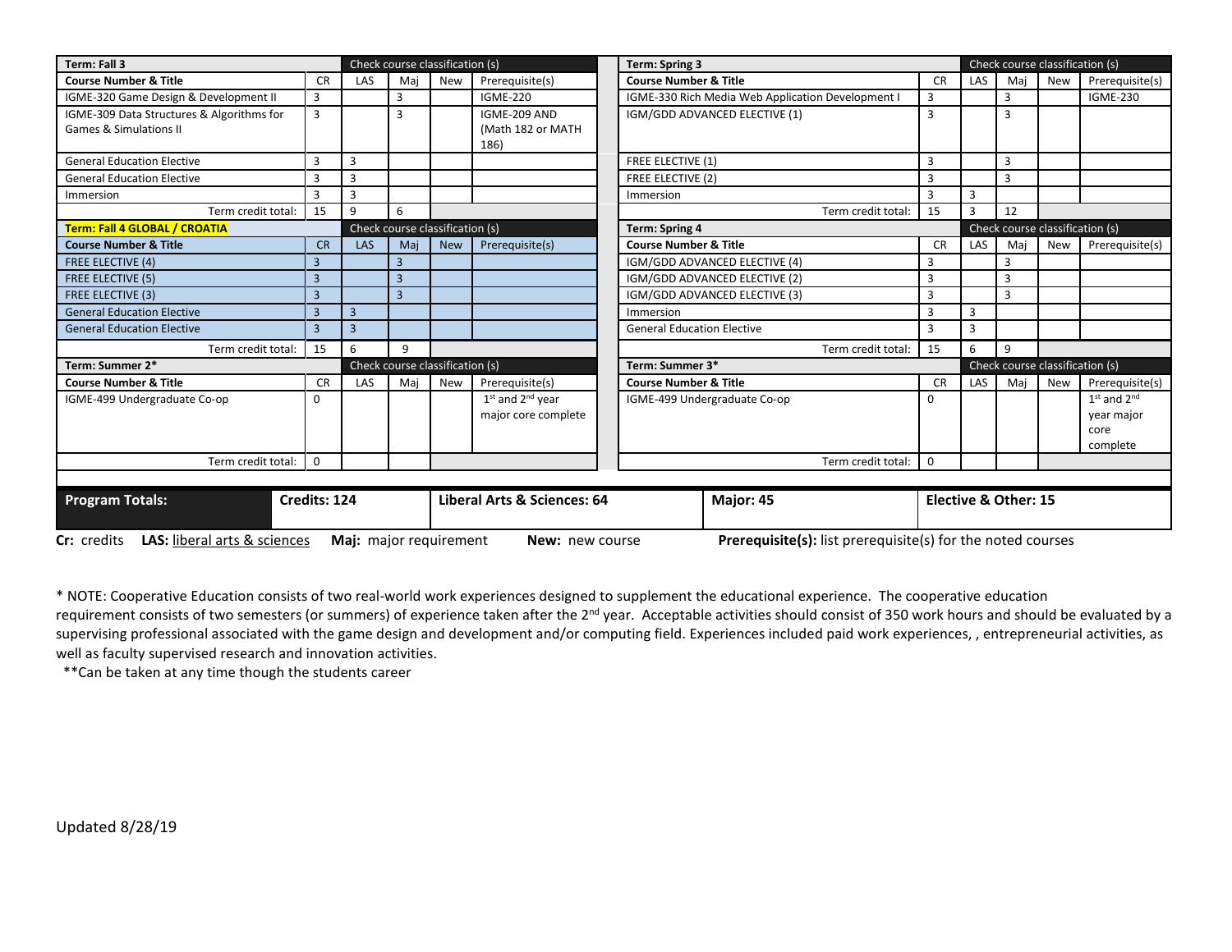| Term: Fall 3 | | Check course classification (s) | | | |
|---|---|---|---|---|---|
| Course Number & Title | CR | LAS | Maj | New | Prerequisite(s) |
| IGME-320 Game Design & Development II | 3 | | 3 | | IGME-220 |
| IGME-309 Data Structures & Algorithms for Games & Simulations II | 3 | | 3 | | IGME-209 AND (Math 182 or MATH 186) |
| General Education Elective | 3 | 3 | | | |
| General Education Elective | 3 | 3 | | | |
| Immersion | 3 | 3 | | | |
| Term credit total: | 15 | 9 | 6 | | |

| Term: Spring 3 | | Check course classification (s) | | | |
|---|---|---|---|---|---|
| Course Number & Title | CR | LAS | Maj | New | Prerequisite(s) |
| IGME-330 Rich Media Web Application Development I | 3 | | 3 | | IGME-230 |
| IGM/GDD ADVANCED ELECTIVE (1) | 3 | | 3 | | |
| FREE ELECTIVE (1) | 3 | | 3 | | |
| FREE ELECTIVE (2) | 3 | | 3 | | |
| Immersion | 3 | 3 | | | |
| Term credit total: | 15 | 3 | 12 | | |

| Term: Fall 4 GLOBAL / CROATIA | | Check course classification (s) | | | |
|---|---|---|---|---|---|
| Course Number & Title | CR | LAS | Maj | New | Prerequisite(s) |
| FREE ELECTIVE (4) | 3 | | 3 | | |
| FREE ELECTIVE (5) | 3 | | 3 | | |
| FREE ELECTIVE (3) | 3 | | 3 | | |
| General Education Elective | 3 | 3 | | | |
| General Education Elective | 3 | 3 | | | |
| Term credit total: | 15 | 6 | 9 | | |

| Term: Spring 4 | | Check course classification (s) | | | |
|---|---|---|---|---|---|
| Course Number & Title | CR | LAS | Maj | New | Prerequisite(s) |
| IGM/GDD ADVANCED ELECTIVE (4) | 3 | | 3 | | |
| IGM/GDD ADVANCED ELECTIVE (2) | 3 | | 3 | | |
| IGM/GDD ADVANCED ELECTIVE (3) | 3 | | 3 | | |
| Immersion | 3 | 3 | | | |
| General Education Elective | 3 | 3 | | | |
| Term credit total: | 15 | 6 | 9 | | |

| Term: Summer 2* | | Check course classification (s) | | | |
|---|---|---|---|---|---|
| Course Number & Title | CR | LAS | Maj | New | Prerequisite(s) |
| IGME-499 Undergraduate Co-op | 0 | | | | 1st and 2nd year major core complete |
| Term credit total: | 0 | | | | |

| Term: Summer 3* | | Check course classification (s) | | | |
|---|---|---|---|---|---|
| Course Number & Title | CR | LAS | Maj | New | Prerequisite(s) |
| IGME-499 Undergraduate Co-op | 0 | | | | 1st and 2nd year major core complete |
| Term credit total: | 0 | | | | |

| Program Totals: | Credits: 124 | Liberal Arts & Sciences: 64 | Major: 45 | Elective & Other: 15 |
|---|---|---|---|---|

**Cr:** credits **LAS:** liberal arts & sciences **Maj:** major requirement **New:** new course **Prerequisite(s):** list prerequisite(s) for the noted courses

* NOTE: Cooperative Education consists of two real-world work experiences designed to supplement the educational experience. The cooperative education requirement consists of two semesters (or summers) of experience taken after the 2nd year. Acceptable activities should consist of 350 work hours and should be evaluated by a supervising professional associated with the game design and development and/or computing field. Experiences included paid work experiences, , entrepreneurial activities, as well as faculty supervised research and innovation activities.

**Can be taken at any time though the students career

Updated 8/28/19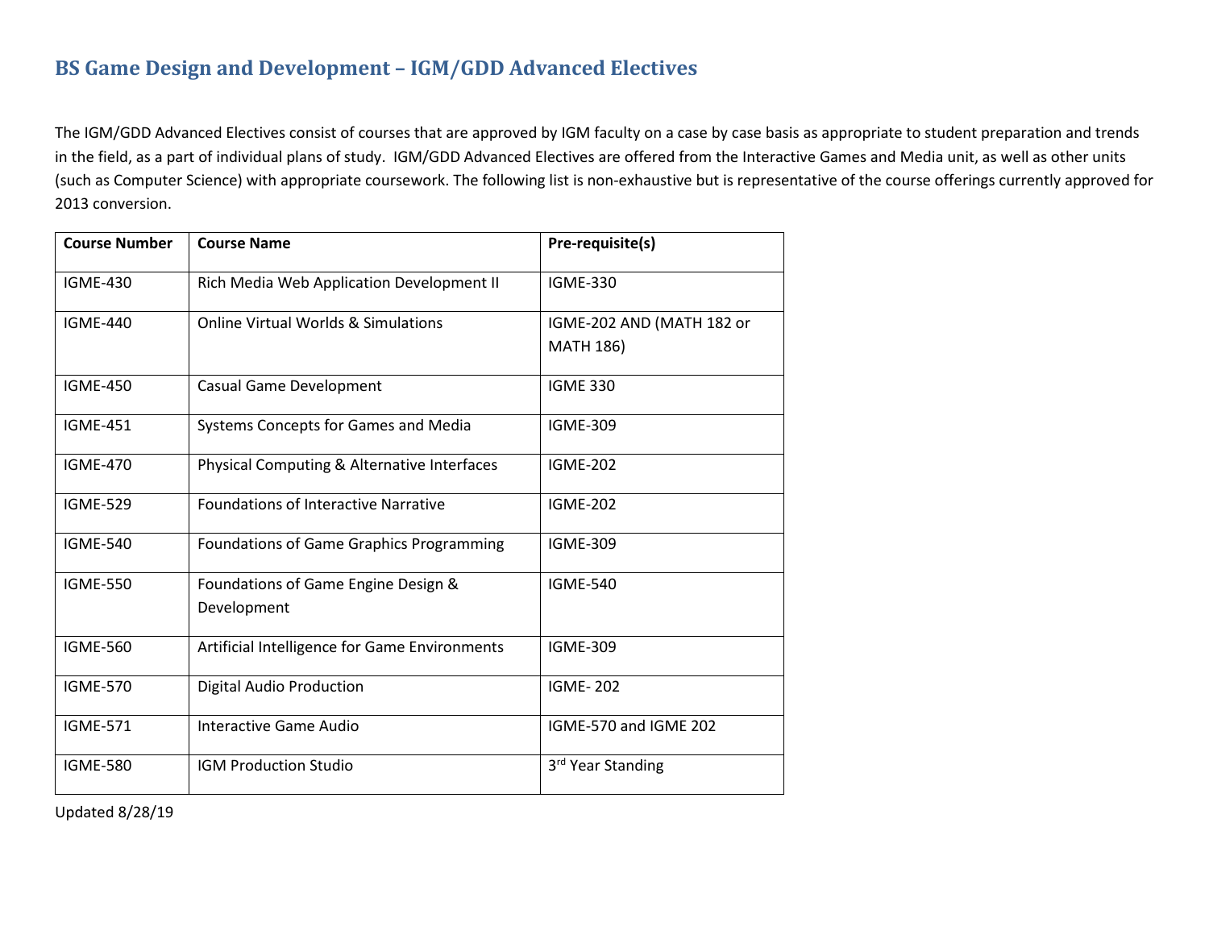## BS Game Design and Development – IGM/GDD Advanced Electives

The IGM/GDD Advanced Electives consist of courses that are approved by IGM faculty on a case by case basis as appropriate to student preparation and trends in the field, as a part of individual plans of study. IGM/GDD Advanced Electives are offered from the Interactive Games and Media unit, as well as other units (such as Computer Science) with appropriate coursework. The following list is non-exhaustive but is representative of the course offerings currently approved for 2013 conversion.

| Course Number | Course Name | Pre-requisite(s) |
|---|---|---|
| IGME-430 | Rich Media Web Application Development II | IGME-330 |
| IGME-440 | Online Virtual Worlds & Simulations | IGME-202 AND (MATH 182 or MATH 186) |
| IGME-450 | Casual Game Development | IGME 330 |
| IGME-451 | Systems Concepts for Games and Media | IGME-309 |
| IGME-470 | Physical Computing & Alternative Interfaces | IGME-202 |
| IGME-529 | Foundations of Interactive Narrative | IGME-202 |
| IGME-540 | Foundations of Game Graphics Programming | IGME-309 |
| IGME-550 | Foundations of Game Engine Design & Development | IGME-540 |
| IGME-560 | Artificial Intelligence for Game Environments | IGME-309 |
| IGME-570 | Digital Audio Production | IGME- 202 |
| IGME-571 | Interactive Game Audio | IGME-570 and IGME 202 |
| IGME-580 | IGM Production Studio | 3rd Year Standing |

Updated 8/28/19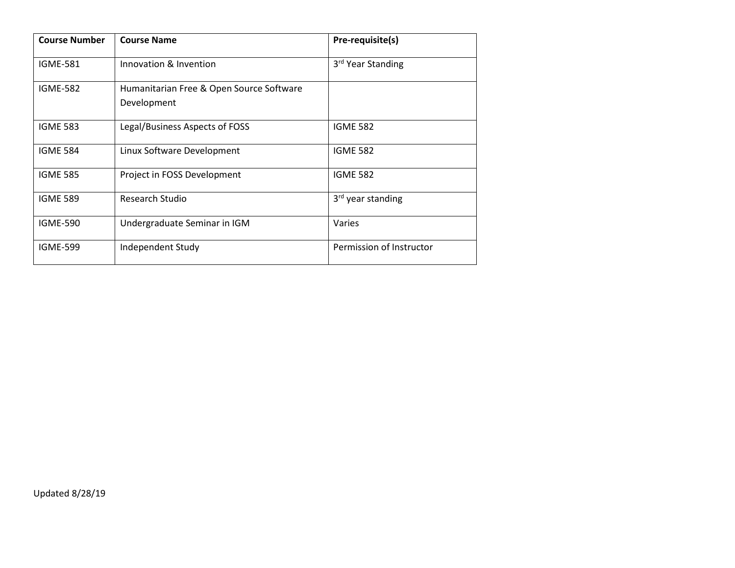| Course Number | Course Name | Pre-requisite(s) |
| --- | --- | --- |
| IGME-581 | Innovation & Invention | 3rd Year Standing |
| IGME-582 | Humanitarian Free & Open Source Software Development | |
| IGME 583 | Legal/Business Aspects of FOSS | IGME 582 |
| IGME 584 | Linux Software Development | IGME 582 |
| IGME 585 | Project in FOSS Development | IGME 582 |
| IGME 589 | Research Studio | 3rd year standing |
| IGME-590 | Undergraduate Seminar in IGM | Varies |
| IGME-599 | Independent Study | Permission of Instructor |

Updated 8/28/19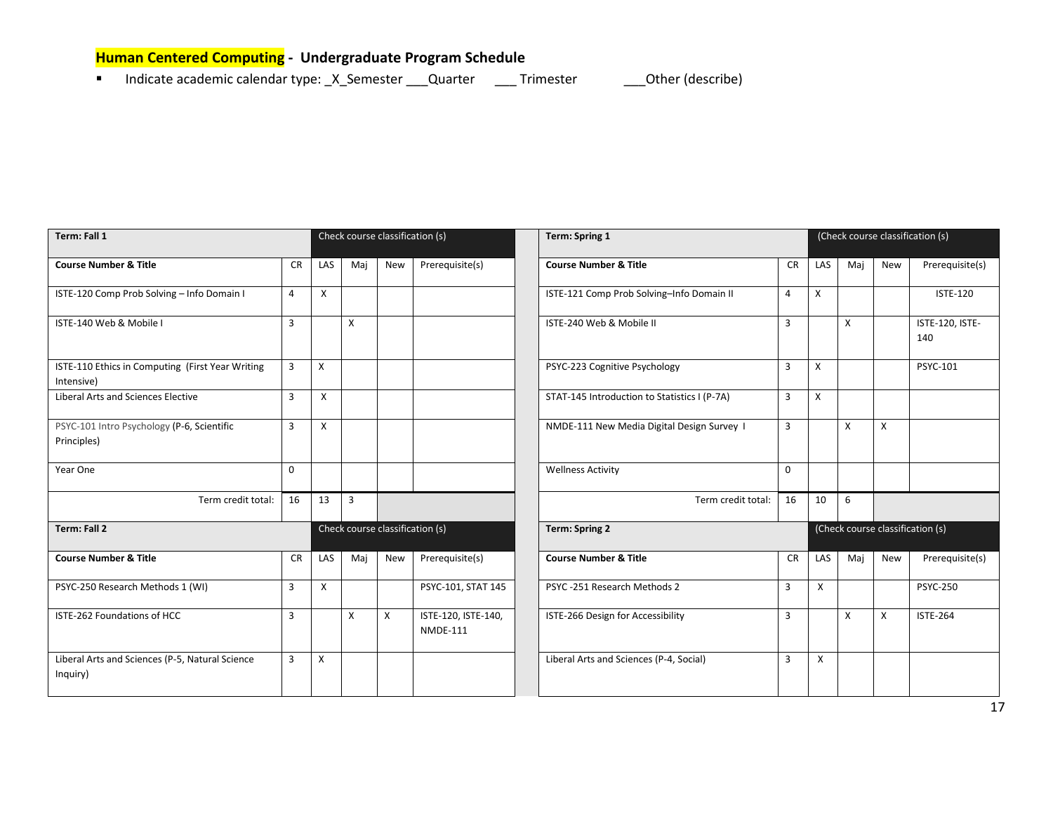## Human Centered Computing - Undergraduate Program Schedule

- Indicate academic calendar type: _X_Semester ___Quarter ___ Trimester ___Other (describe)

| Term: Fall 1 | | Check course classification (s) | | | |
|---|---|---|---|---|---|
| **Course Number & Title** | CR | LAS | Maj | New | Prerequisite(s) |
| ISTE-120 Comp Prob Solving – Info Domain I | 4 | X | | | |
| ISTE-140 Web & Mobile I | 3 | | X | | |
| ISTE-110 Ethics in Computing (First Year Writing Intensive) | 3 | X | | | |
| Liberal Arts and Sciences Elective | 3 | X | | | |
| PSYC-101 Intro Psychology (P-6, Scientific Principles) | 3 | X | | | |
| Year One | 0 | | | | |
| Term credit total: | 16 | 13 | 3 | | |

| Term: Spring 1 | | (Check course classification (s) | | | |
|---|---|---|---|---|---|
| **Course Number & Title** | CR | LAS | Maj | New | Prerequisite(s) |
| ISTE-121 Comp Prob Solving–Info Domain II | 4 | X | | | ISTE-120 |
| ISTE-240 Web & Mobile II | 3 | | X | | ISTE-120, ISTE-140 |
| PSYC-223 Cognitive Psychology | 3 | X | | | PSYC-101 |
| STAT-145 Introduction to Statistics I (P-7A) | 3 | X | | | |
| NMDE-111 New Media Digital Design Survey I | 3 | | X | X | |
| Wellness Activity | 0 | | | | |
| Term credit total: | 16 | 10 | 6 | | |

| Term: Fall 2 | | Check course classification (s) | | | |
|---|---|---|---|---|---|
| **Course Number & Title** | CR | LAS | Maj | New | Prerequisite(s) |
| PSYC-250 Research Methods 1 (WI) | 3 | X | | | PSYC-101, STAT 145 |
| ISTE-262 Foundations of HCC | 3 | | X | X | ISTE-120, ISTE-140, NMDE-111 |
| Liberal Arts and Sciences (P-5, Natural Science Inquiry) | 3 | X | | | |

| Term: Spring 2 | | (Check course classification (s) | | | |
|---|---|---|---|---|---|
| **Course Number & Title** | CR | LAS | Maj | New | Prerequisite(s) |
| PSYC -251 Research Methods 2 | 3 | X | | | PSYC-250 |
| ISTE-266 Design for Accessibility | 3 | | X | X | ISTE-264 |
| Liberal Arts and Sciences (P-4, Social) | 3 | X | | | |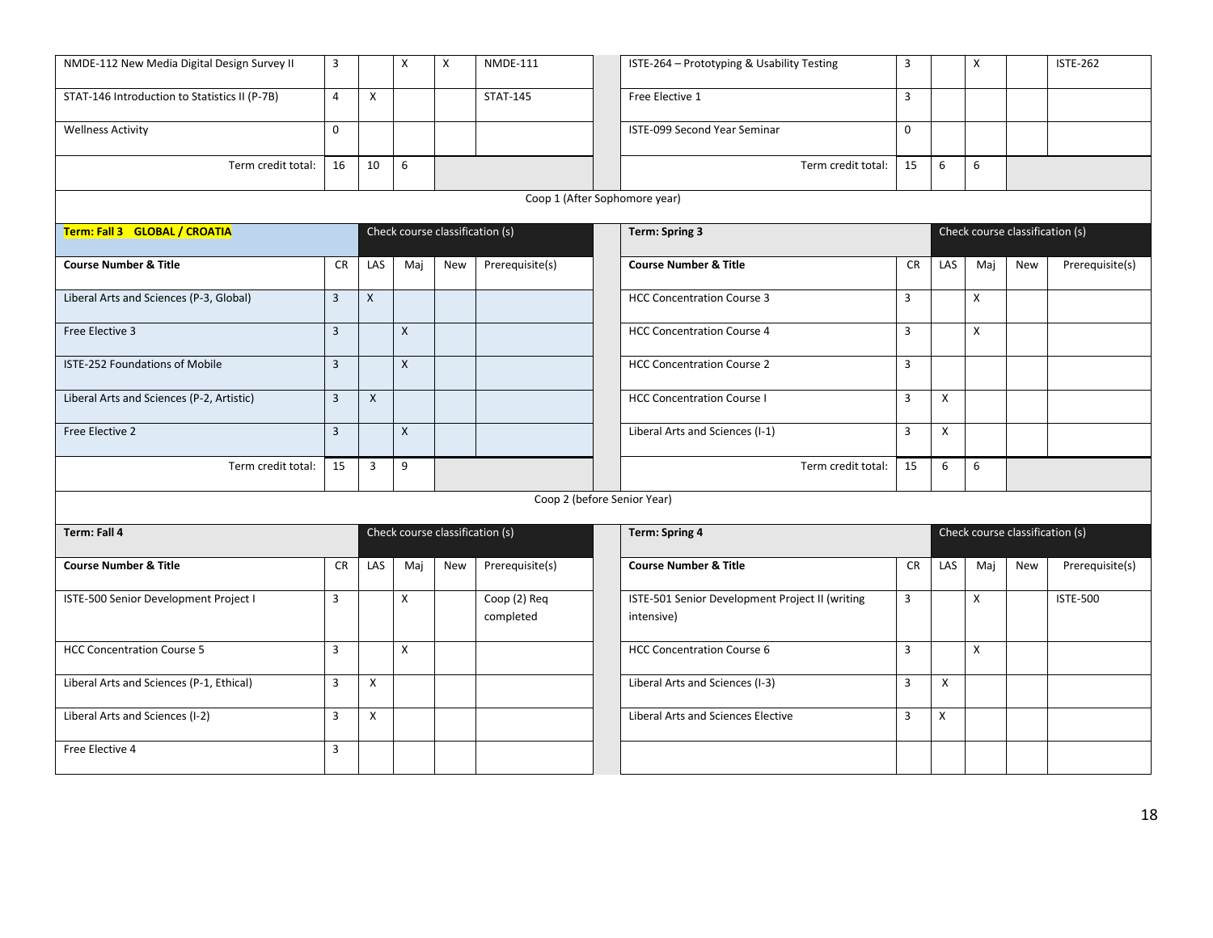| Course Number & Title | CR | LAS | Maj | New | Prerequisite(s) | Course Number & Title | CR | LAS | Maj | New | Prerequisite(s) |
|---|---|---|---|---|---|---|---|---|---|---|---|
| NMDE-112 New Media Digital Design Survey II | 3 | | X | X | NMDE-111 | ISTE-264 – Prototyping & Usability Testing | 3 | | X | | ISTE-262 |
| STAT-146 Introduction to Statistics II (P-7B) | 4 | X | | | STAT-145 | Free Elective 1 | 3 | | | | |
| Wellness Activity | 0 | | | | | ISTE-099 Second Year Seminar | 0 | | | | |
| Term credit total: | 16 | 10 | 6 | | | Term credit total: | 15 | 6 | 6 | | |

Coop 1 (After Sophomore year)

| Term: Fall 3 GLOBAL / CROATIA | Check course classification (s) | | | | | Term: Spring 3 | Check course classification (s) | | | | |
|---|---|---|---|---|---|---|---|---|---|---|---|
| **Course Number & Title** | CR | LAS | Maj | New | Prerequisite(s) | **Course Number & Title** | CR | LAS | Maj | New | Prerequisite(s) |
| Liberal Arts and Sciences (P-3, Global) | 3 | X | | | | HCC Concentration Course 3 | 3 | | X | | |
| Free Elective 3 | 3 | | X | | | HCC Concentration Course 4 | 3 | | X | | |
| ISTE-252 Foundations of Mobile | 3 | | X | | | HCC Concentration Course 2 | 3 | | | | |
| Liberal Arts and Sciences (P-2, Artistic) | 3 | X | | | | HCC Concentration Course I | 3 | X | | | |
| Free Elective 2 | 3 | | X | | | Liberal Arts and Sciences (I-1) | 3 | X | | | |
| Term credit total: | 15 | 3 | 9 | | | Term credit total: | 15 | 6 | 6 | | |

Coop 2 (before Senior Year)

| Term: Fall 4 | Check course classification (s) | | | | | Term: Spring 4 | Check course classification (s) | | | | |
|---|---|---|---|---|---|---|---|---|---|---|---|
| **Course Number & Title** | CR | LAS | Maj | New | Prerequisite(s) | **Course Number & Title** | CR | LAS | Maj | New | Prerequisite(s) |
| ISTE-500 Senior Development Project I | 3 | | X | | Coop (2) Req completed | ISTE-501 Senior Development Project II (writing intensive) | 3 | | X | | ISTE-500 |
| HCC Concentration Course 5 | 3 | | X | | | HCC Concentration Course 6 | 3 | | X | | |
| Liberal Arts and Sciences (P-1, Ethical) | 3 | X | | | | Liberal Arts and Sciences (I-3) | 3 | X | | | |
| Liberal Arts and Sciences (I-2) | 3 | X | | | | Liberal Arts and Sciences Elective | 3 | X | | | |
| Free Elective 4 | 3 | | | | | | | | | | |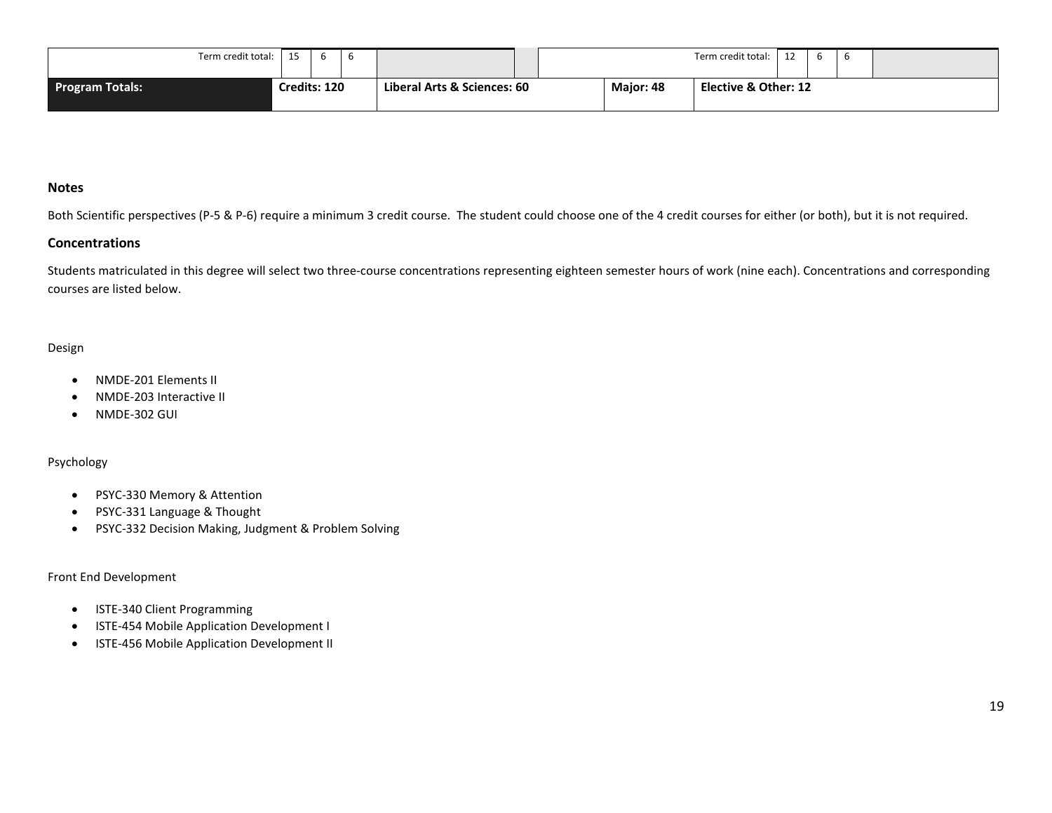| Term credit total: | 15 | 6 | 6 | | | Term credit total: | 12 | 6 | 6 | |
|---|---|---|---|---|---|---|---|---|---|---|
| **Program Totals:** | **Credits: 120** | | | **Liberal Arts & Sciences: 60** | **Major: 48** | **Elective & Other: 12** | | | | |

### Notes

Both Scientific perspectives (P-5 & P-6) require a minimum 3 credit course. The student could choose one of the 4 credit courses for either (or both), but it is not required.

### Concentrations

Students matriculated in this degree will select two three-course concentrations representing eighteen semester hours of work (nine each). Concentrations and corresponding courses are listed below.

Design

- NMDE-201 Elements II
- NMDE-203 Interactive II
- NMDE-302 GUI

Psychology

- PSYC-330 Memory & Attention
- PSYC-331 Language & Thought
- PSYC-332 Decision Making, Judgment & Problem Solving

Front End Development

- ISTE-340 Client Programming
- ISTE-454 Mobile Application Development I
- ISTE-456 Mobile Application Development II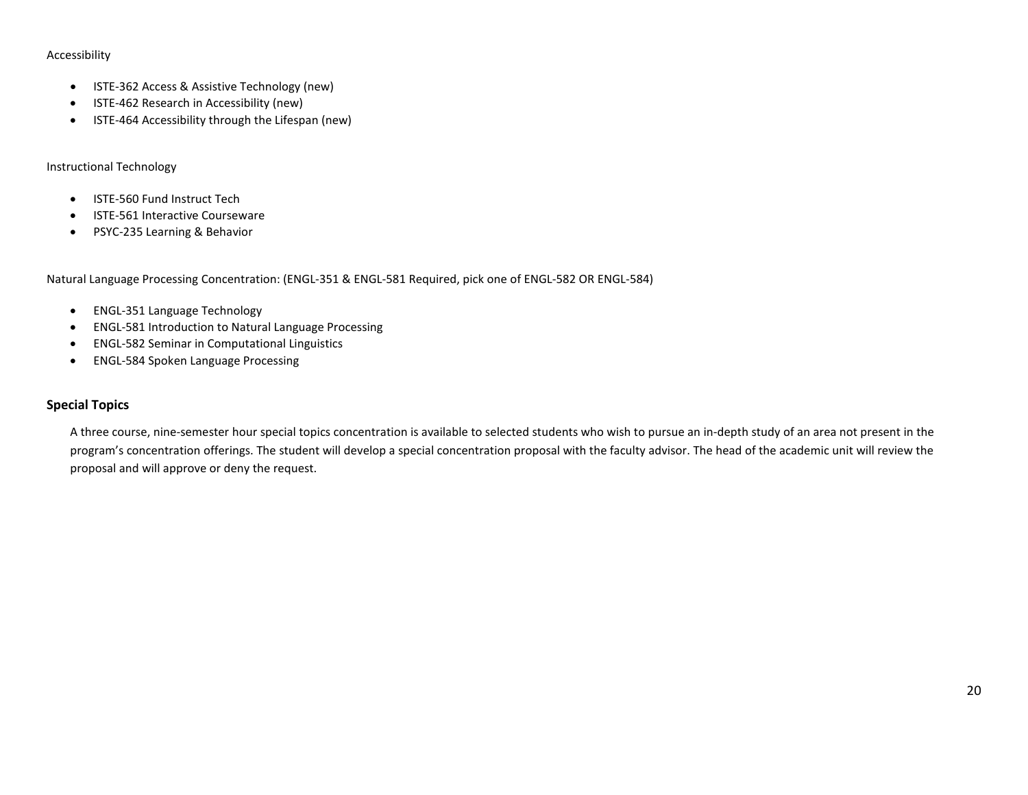Accessibility

- ISTE-362 Access & Assistive Technology (new)
- ISTE-462 Research in Accessibility (new)
- ISTE-464 Accessibility through the Lifespan (new)

Instructional Technology

- ISTE-560 Fund Instruct Tech
- ISTE-561 Interactive Courseware
- PSYC-235 Learning & Behavior

Natural Language Processing Concentration: (ENGL-351 & ENGL-581 Required, pick one of ENGL-582 OR ENGL-584)

- ENGL-351 Language Technology
- ENGL-581 Introduction to Natural Language Processing
- ENGL-582 Seminar in Computational Linguistics
- ENGL-584 Spoken Language Processing

### Special Topics

A three course, nine-semester hour special topics concentration is available to selected students who wish to pursue an in-depth study of an area not present in the program's concentration offerings. The student will develop a special concentration proposal with the faculty advisor. The head of the academic unit will review the proposal and will approve or deny the request.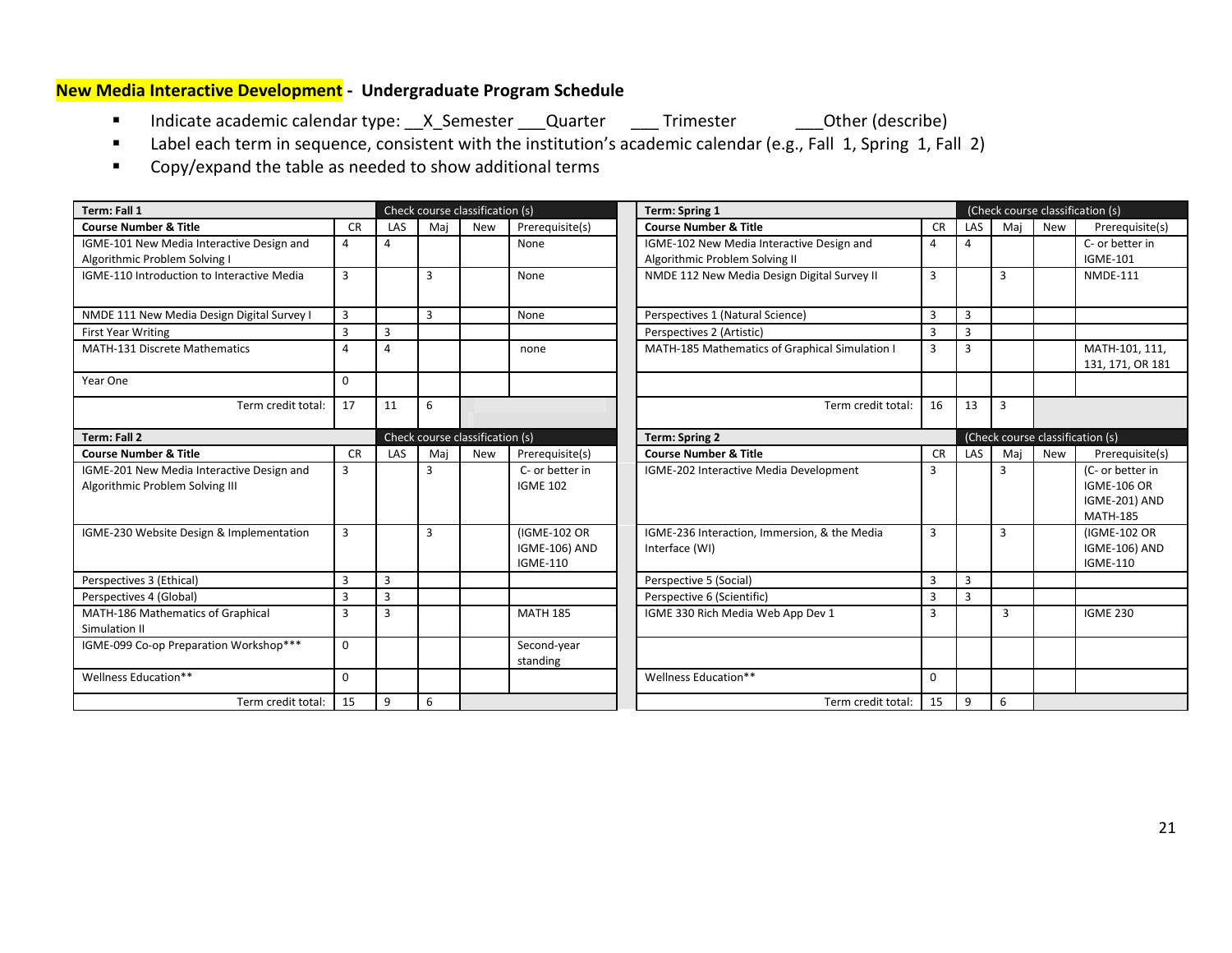## New Media Interactive Development - Undergraduate Program Schedule

- Indicate academic calendar type: __X_Semester ___Quarter ___ Trimester ___Other (describe)
- Label each term in sequence, consistent with the institution's academic calendar (e.g., Fall 1, Spring 1, Fall 2)
- Copy/expand the table as needed to show additional terms

| Term: Fall 1 | | Check course classification (s) | | | |
|---|---|---|---|---|---|
| **Course Number & Title** | **CR** | **LAS** | **Maj** | **New** | **Prerequisite(s)** |
| IGME-101 New Media Interactive Design and Algorithmic Problem Solving I | 4 | 4 | | | None |
| IGME-110 Introduction to Interactive Media | 3 | | 3 | | None |
| NMDE 111 New Media Design Digital Survey I | 3 | | 3 | | None |
| First Year Writing | 3 | 3 | | | |
| MATH-131 Discrete Mathematics | 4 | 4 | | | none |
| Year One | 0 | | | | |
| Term credit total: | 17 | 11 | 6 | | |

| Term: Spring 1 | | (Check course classification (s) | | | |
|---|---|---|---|---|---|
| **Course Number & Title** | **CR** | **LAS** | **Maj** | **New** | **Prerequisite(s)** |
| IGME-102 New Media Interactive Design and Algorithmic Problem Solving II | 4 | 4 | | | C- or better in IGME-101 |
| NMDE 112 New Media Design Digital Survey II | 3 | | 3 | | NMDE-111 |
| Perspectives 1 (Natural Science) | 3 | 3 | | | |
| Perspectives 2 (Artistic) | 3 | 3 | | | |
| MATH-185 Mathematics of Graphical Simulation I | 3 | 3 | | | MATH-101, 111, 131, 171, OR 181 |
| | | | | | |
| Term credit total: | 16 | 13 | 3 | | |

| Term: Fall 2 | | Check course classification (s) | | | |
|---|---|---|---|---|---|
| **Course Number & Title** | **CR** | **LAS** | **Maj** | **New** | **Prerequisite(s)** |
| IGME-201 New Media Interactive Design and Algorithmic Problem Solving III | 3 | | 3 | | C- or better in IGME 102 |
| IGME-230 Website Design & Implementation | 3 | | 3 | | (IGME-102 OR IGME-106) AND IGME-110 |
| Perspectives 3 (Ethical) | 3 | 3 | | | |
| Perspectives 4 (Global) | 3 | 3 | | | |
| MATH-186 Mathematics of Graphical Simulation II | 3 | 3 | | | MATH 185 |
| IGME-099 Co-op Preparation Workshop*** | 0 | | | | Second-year standing |
| Wellness Education** | 0 | | | | |
| Term credit total: | 15 | 9 | 6 | | |

| Term: Spring 2 | | (Check course classification (s) | | | |
|---|---|---|---|---|---|
| **Course Number & Title** | **CR** | **LAS** | **Maj** | **New** | **Prerequisite(s)** |
| IGME-202 Interactive Media Development | 3 | | 3 | | (C- or better in IGME-106 OR IGME-201) AND MATH-185 |
| IGME-236 Interaction, Immersion, & the Media Interface (WI) | 3 | | 3 | | (IGME-102 OR IGME-106) AND IGME-110 |
| Perspective 5 (Social) | 3 | 3 | | | |
| Perspective 6 (Scientific) | 3 | 3 | | | |
| IGME 330 Rich Media Web App Dev 1 | 3 | | 3 | | IGME 230 |
| | | | | | |
| Wellness Education** | 0 | | | | |
| Term credit total: | 15 | 9 | 6 | | |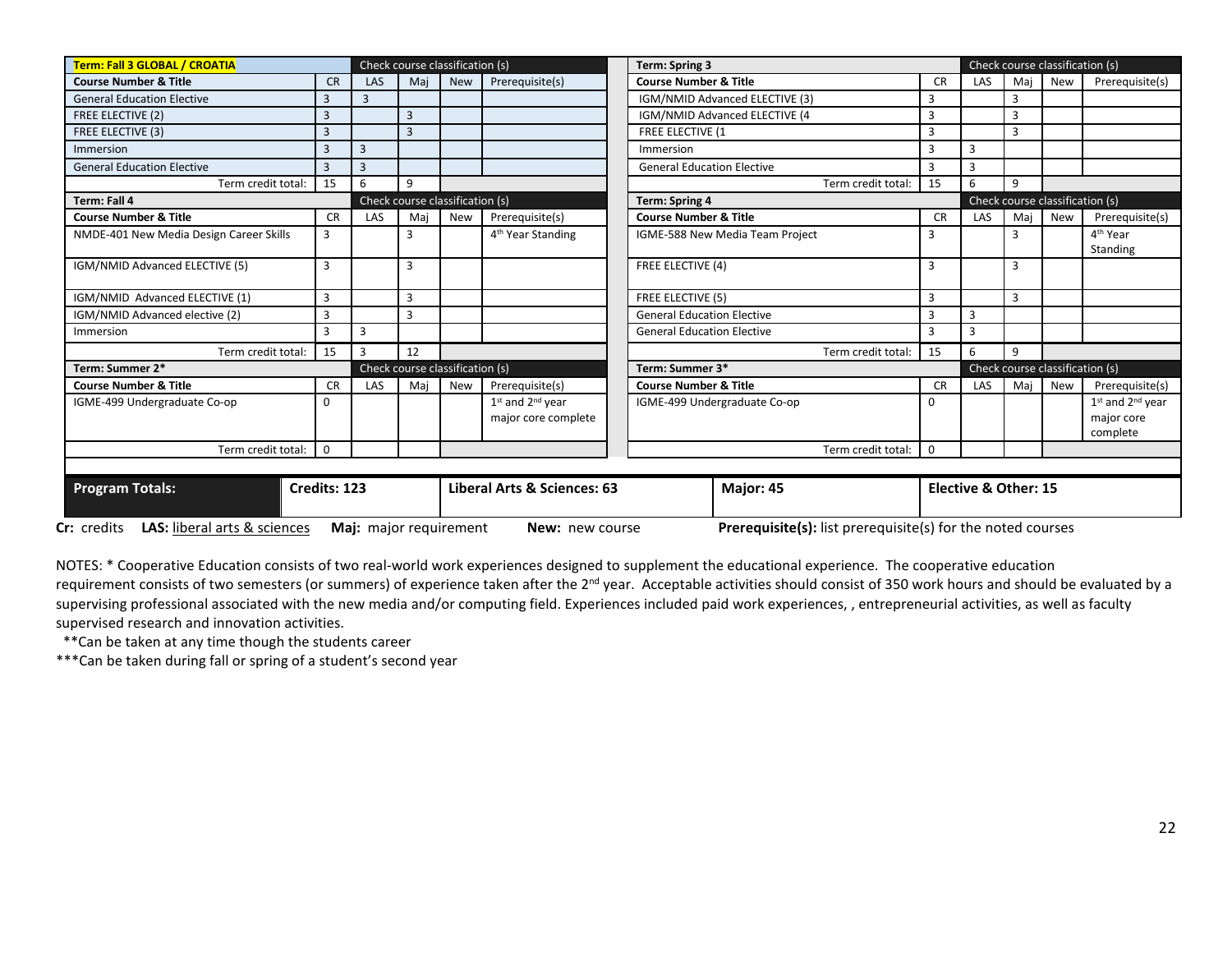| Term: Fall 3 GLOBAL / CROATIA | | Check course classification (s) | | | |
|---|---|---|---|---|---|
| Course Number & Title | CR | LAS | Maj | New | Prerequisite(s) |
| General Education Elective | 3 | 3 | | | |
| FREE ELECTIVE (2) | 3 | | 3 | | |
| FREE ELECTIVE (3) | 3 | | 3 | | |
| Immersion | 3 | 3 | | | |
| General Education Elective | 3 | 3 | | | |
| Term credit total: | 15 | 6 | 9 | | |

| Term: Spring 3 | | Check course classification (s) | | | |
|---|---|---|---|---|---|
| Course Number & Title | CR | LAS | Maj | New | Prerequisite(s) |
| IGM/NMID Advanced ELECTIVE (3) | 3 | | 3 | | |
| IGM/NMID Advanced ELECTIVE (4 | 3 | | 3 | | |
| FREE ELECTIVE (1 | 3 | | 3 | | |
| Immersion | 3 | 3 | | | |
| General Education Elective | 3 | 3 | | | |
| Term credit total: | 15 | 6 | 9 | | |

| Term: Fall 4 | | Check course classification (s) | | | |
|---|---|---|---|---|---|
| Course Number & Title | CR | LAS | Maj | New | Prerequisite(s) |
| NMDE-401 New Media Design Career Skills | 3 | | 3 | | 4th Year Standing |
| IGM/NMID Advanced ELECTIVE (5) | 3 | | 3 | | |
| IGM/NMID Advanced ELECTIVE (1) | 3 | | 3 | | |
| IGM/NMID Advanced elective (2) | 3 | | 3 | | |
| Immersion | 3 | 3 | | | |
| Term credit total: | 15 | 3 | 12 | | |

| Term: Spring 4 | | Check course classification (s) | | | |
|---|---|---|---|---|---|
| Course Number & Title | CR | LAS | Maj | New | Prerequisite(s) |
| IGME-588 New Media Team Project | 3 | | 3 | | 4th Year Standing |
| FREE ELECTIVE (4) | 3 | | 3 | | |
| FREE ELECTIVE (5) | 3 | | 3 | | |
| General Education Elective | 3 | 3 | | | |
| General Education Elective | 3 | 3 | | | |
| Term credit total: | 15 | 6 | 9 | | |

| Term: Summer 2* | | Check course classification (s) | | | |
|---|---|---|---|---|---|
| Course Number & Title | CR | LAS | Maj | New | Prerequisite(s) |
| IGME-499 Undergraduate Co-op | 0 | | | | 1st and 2nd year major core complete |
| Term credit total: | 0 | | | | |

| Term: Summer 3* | | Check course classification (s) | | | |
|---|---|---|---|---|---|
| Course Number & Title | CR | LAS | Maj | New | Prerequisite(s) |
| IGME-499 Undergraduate Co-op | 0 | | | | 1st and 2nd year major core complete |
| Term credit total: | 0 | | | | |

| Program Totals: | Credits: 123 | Liberal Arts & Sciences: 63 | Major: 45 | Elective & Other: 15 |
|---|---|---|---|---|

**Cr:** credits **LAS:** liberal arts & sciences **Maj:** major requirement **New:** new course **Prerequisite(s):** list prerequisite(s) for the noted courses

NOTES: * Cooperative Education consists of two real-world work experiences designed to supplement the educational experience. The cooperative education requirement consists of two semesters (or summers) of experience taken after the 2nd year. Acceptable activities should consist of 350 work hours and should be evaluated by a supervising professional associated with the new media and/or computing field. Experiences included paid work experiences, , entrepreneurial activities, as well as faculty supervised research and innovation activities.

**Can be taken at any time though the students career

***Can be taken during fall or spring of a student's second year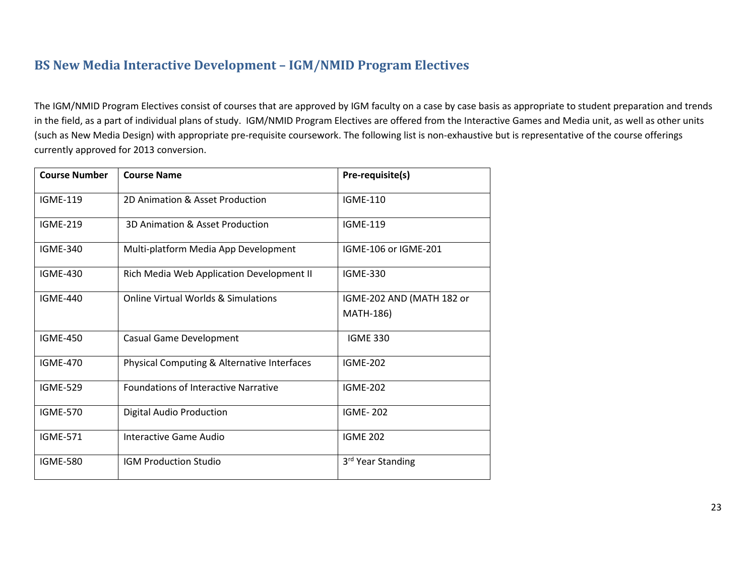## BS New Media Interactive Development – IGM/NMID Program Electives

The IGM/NMID Program Electives consist of courses that are approved by IGM faculty on a case by case basis as appropriate to student preparation and trends in the field, as a part of individual plans of study. IGM/NMID Program Electives are offered from the Interactive Games and Media unit, as well as other units (such as New Media Design) with appropriate pre-requisite coursework. The following list is non-exhaustive but is representative of the course offerings currently approved for 2013 conversion.

| Course Number | Course Name | Pre-requisite(s) |
|---|---|---|
| IGME-119 | 2D Animation & Asset Production | IGME-110 |
| IGME-219 | 3D Animation & Asset Production | IGME-119 |
| IGME-340 | Multi-platform Media App Development | IGME-106 or IGME-201 |
| IGME-430 | Rich Media Web Application Development II | IGME-330 |
| IGME-440 | Online Virtual Worlds & Simulations | IGME-202 AND (MATH 182 or MATH-186) |
| IGME-450 | Casual Game Development | IGME 330 |
| IGME-470 | Physical Computing & Alternative Interfaces | IGME-202 |
| IGME-529 | Foundations of Interactive Narrative | IGME-202 |
| IGME-570 | Digital Audio Production | IGME- 202 |
| IGME-571 | Interactive Game Audio | IGME 202 |
| IGME-580 | IGM Production Studio | 3rd Year Standing |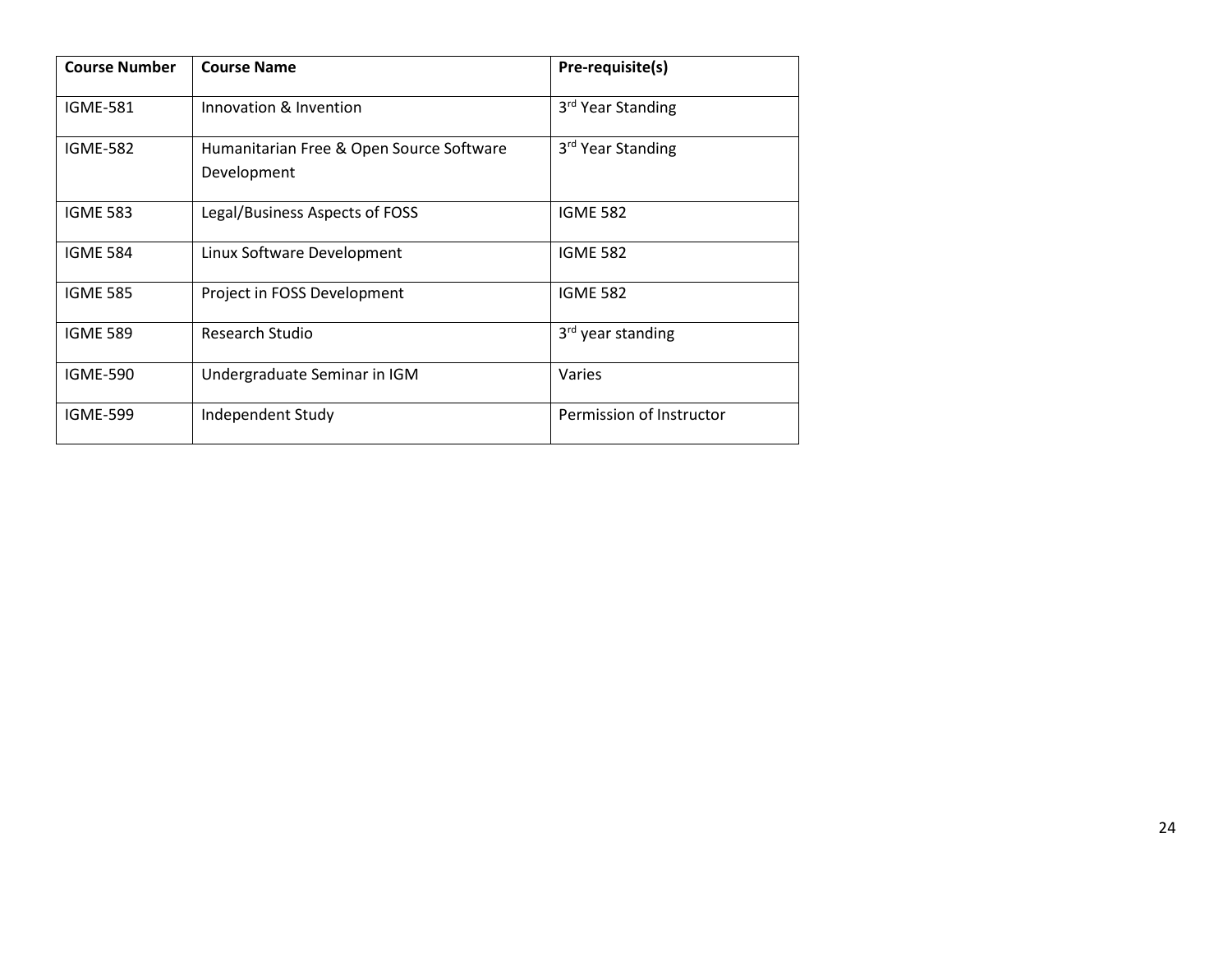| Course Number | Course Name | Pre-requisite(s) |
| --- | --- | --- |
| IGME-581 | Innovation & Invention | 3rd Year Standing |
| IGME-582 | Humanitarian Free & Open Source Software Development | 3rd Year Standing |
| IGME 583 | Legal/Business Aspects of FOSS | IGME 582 |
| IGME 584 | Linux Software Development | IGME 582 |
| IGME 585 | Project in FOSS Development | IGME 582 |
| IGME 589 | Research Studio | 3rd year standing |
| IGME-590 | Undergraduate Seminar in IGM | Varies |
| IGME-599 | Independent Study | Permission of Instructor |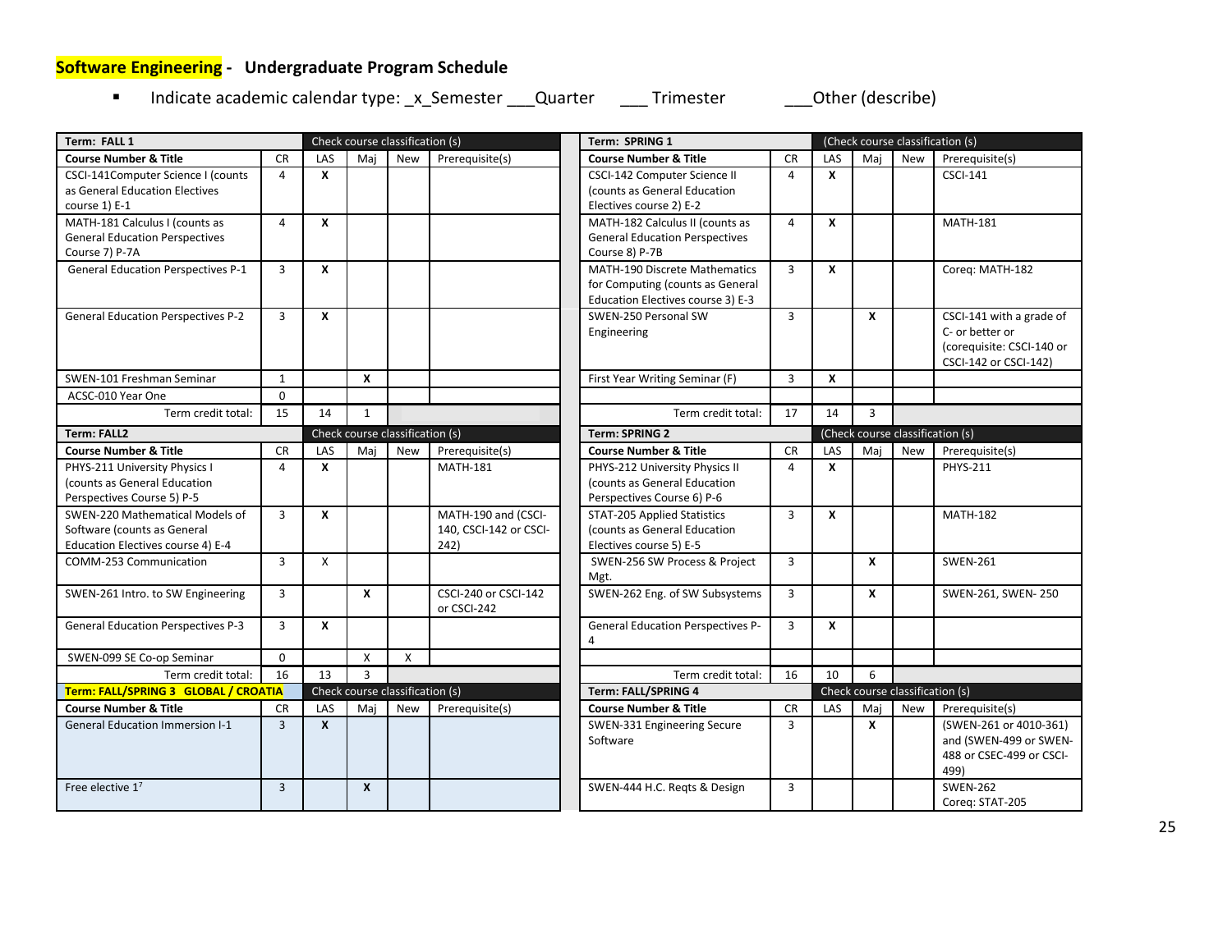**Software Engineering** - **Undergraduate Program Schedule**

- Indicate academic calendar type: _x_Semester ___Quarter ___ Trimester ___Other (describe)

| Term: FALL 1 | | Check course classification (s) | | | |
|---|---|---|---|---|---|
| **Course Number & Title** | **CR** | **LAS** | **Maj** | **New** | **Prerequisite(s)** |
| CSCI-141Computer Science I (counts as General Education Electives course 1) E-1 | 4 | **X** | | | |
| MATH-181 Calculus I (counts as General Education Perspectives Course 7) P-7A | 4 | **X** | | | |
| General Education Perspectives P-1 | 3 | **X** | | | |
| General Education Perspectives P-2 | 3 | **X** | | | |
| SWEN-101 Freshman Seminar | 1 | | **X** | | |
| ACSC-010 Year One | 0 | | | | |
| Term credit total: | 15 | 14 | 1 | | |

| Term: SPRING 1 | | (Check course classification (s) | | | |
|---|---|---|---|---|---|
| **Course Number & Title** | **CR** | **LAS** | **Maj** | **New** | **Prerequisite(s)** |
| CSCI-142 Computer Science II (counts as General Education Electives course 2) E-2 | 4 | **X** | | | CSCI-141 |
| MATH-182 Calculus II (counts as General Education Perspectives Course 8) P-7B | 4 | **X** | | | MATH-181 |
| MATH-190 Discrete Mathematics for Computing (counts as General Education Electives course 3) E-3 | 3 | **X** | | | Coreq: MATH-182 |
| SWEN-250 Personal SW Engineering | 3 | | **X** | | CSCI-141 with a grade of C- or better or (corequisite: CSCI-140 or CSCI-142 or CSCI-142) |
| First Year Writing Seminar (F) | 3 | **X** | | | |
| | | | | | |
| Term credit total: | 17 | 14 | 3 | | |

| Term: FALL2 | | Check course classification (s) | | | |
|---|---|---|---|---|---|
| **Course Number & Title** | **CR** | **LAS** | **Maj** | **New** | **Prerequisite(s)** |
| PHYS-211 University Physics I (counts as General Education Perspectives Course 5) P-5 | 4 | **X** | | | MATH-181 |
| SWEN-220 Mathematical Models of Software (counts as General Education Electives course 4) E-4 | 3 | **X** | | | MATH-190 and (CSCI-140, CSCI-142 or CSCI-242) |
| COMM-253 Communication | 3 | X | | | |
| SWEN-261 Intro. to SW Engineering | 3 | | **X** | | CSCI-240 or CSCI-142 or CSCI-242 |
| General Education Perspectives P-3 | 3 | **X** | | | |
| SWEN-099 SE Co-op Seminar | 0 | | X | X | |
| Term credit total: | 16 | 13 | 3 | | |

| Term: SPRING 2 | | (Check course classification (s) | | | |
|---|---|---|---|---|---|
| **Course Number & Title** | **CR** | **LAS** | **Maj** | **New** | **Prerequisite(s)** |
| PHYS-212 University Physics II (counts as General Education Perspectives Course 6) P-6 | 4 | **X** | | | PHYS-211 |
| STAT-205 Applied Statistics (counts as General Education Electives course 5) E-5 | 3 | **X** | | | MATH-182 |
| SWEN-256 SW Process & Project Mgt. | 3 | | **X** | | SWEN-261 |
| SWEN-262 Eng. of SW Subsystems | 3 | | **X** | | SWEN-261, SWEN- 250 |
| General Education Perspectives P-4 | 3 | **X** | | | |
| | | | | | |
| Term credit total: | 16 | 10 | 6 | | |

| Term: FALL/SPRING 3 GLOBAL / CROATIA | | Check course classification (s) | | | |
|---|---|---|---|---|---|
| **Course Number & Title** | **CR** | **LAS** | **Maj** | **New** | **Prerequisite(s)** |
| General Education Immersion I-1 | 3 | **X** | | | |
| Free elective 1[7] | 3 | | **X** | | |

| Term: FALL/SPRING 4 | | Check course classification (s) | | | |
|---|---|---|---|---|---|
| **Course Number & Title** | **CR** | **LAS** | **Maj** | **New** | **Prerequisite(s)** |
| SWEN-331 Engineering Secure Software | 3 | | **X** | | (SWEN-261 or 4010-361) and (SWEN-499 or SWEN-488 or CSEC-499 or CSCI-499) |
| SWEN-444 H.C. Reqts & Design | 3 | | | | SWEN-262 Coreq: STAT-205 |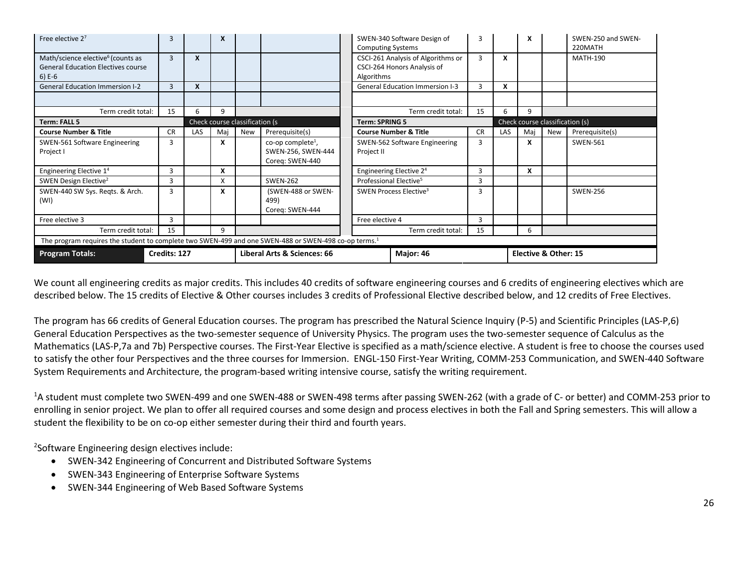| Course Number & Title | CR | LAS | Maj | New | Prerequisite(s) | | Course Number & Title | CR | LAS | Maj | New | Prerequisite(s) |
|---|---|---|---|---|---|---|---|---|---|---|---|---|
| Free elective 2[7] | 3 | | X | | | | SWEN-340 Software Design of Computing Systems | 3 | | X | | SWEN-250 and SWEN-220MATH |
| Math/science elective[6] (counts as General Education Electives course 6) E-6 | 3 | X | | | | | CSCI-261 Analysis of Algorithms or CSCI-264 Honors Analysis of Algorithms | 3 | X | | | MATH-190 |
| General Education Immersion I-2 | 3 | X | | | | | General Education Immersion I-3 | 3 | X | | | |
| | | | | | | | | | | | | |
| Term credit total: | 15 | 6 | 9 | | | | Term credit total: | 15 | 6 | 9 | | |
| **Term: FALL 5** | | Check course classification (s | | | | | **Term: SPRING 5** | | Check course classification (s) | | | |
| **Course Number & Title** | CR | LAS | Maj | New | Prerequisite(s) | | **Course Number & Title** | CR | LAS | Maj | New | Prerequisite(s) |
| SWEN-561 Software Engineering Project I | 3 | | X | | co-op complete[1], SWEN-256, SWEN-444 Coreq: SWEN-440 | | SWEN-562 Software Engineering Project II | 3 | | X | | SWEN-561 |
| Engineering Elective 1[4] | 3 | | X | | | | Engineering Elective 2[4] | 3 | | X | | |
| SWEN Design Elective[2] | 3 | | X | | SWEN-262 | | Professional Elective[5] | 3 | | | | |
| SWEN-440 SW Sys. Reqts. & Arch. (WI) | 3 | | X | | (SWEN-488 or SWEN-499) Coreq: SWEN-444 | | SWEN Process Elective[3] | 3 | | | | SWEN-256 |
| Free elective 3 | 3 | | | | | | Free elective 4 | 3 | | | | |
| Term credit total: | 15 | | 9 | | | | Term credit total: | 15 | | 6 | | |
| The program requires the student to complete two SWEN-499 and one SWEN-488 or SWEN-498 co-op terms.[1] | | | | | | | | | | | | |
| **Program Totals:** | **Credits: 127** | | | **Liberal Arts & Sciences: 66** | | | | **Major: 46** | | **Elective & Other: 15** | | |

We count all engineering credits as major credits. This includes 40 credits of software engineering courses and 6 credits of engineering electives which are described below. The 15 credits of Elective & Other courses includes 3 credits of Professional Elective described below, and 12 credits of Free Electives.

The program has 66 credits of General Education courses. The program has prescribed the Natural Science Inquiry (P-5) and Scientific Principles (LAS-P,6) General Education Perspectives as the two-semester sequence of University Physics. The program uses the two-semester sequence of Calculus as the Mathematics (LAS-P,7a and 7b) Perspective courses. The First-Year Elective is specified as a math/science elective. A student is free to choose the courses used to satisfy the other four Perspectives and the three courses for Immersion. ENGL-150 First-Year Writing, COMM-253 Communication, and SWEN-440 Software System Requirements and Architecture, the program-based writing intensive course, satisfy the writing requirement.

[1]A student must complete two SWEN-499 and one SWEN-488 or SWEN-498 terms after passing SWEN-262 (with a grade of C- or better) and COMM-253 prior to enrolling in senior project. We plan to offer all required courses and some design and process electives in both the Fall and Spring semesters. This will allow a student the flexibility to be on co-op either semester during their third and fourth years.

[2]Software Engineering design electives include:

- SWEN-342 Engineering of Concurrent and Distributed Software Systems
- SWEN-343 Engineering of Enterprise Software Systems
- SWEN-344 Engineering of Web Based Software Systems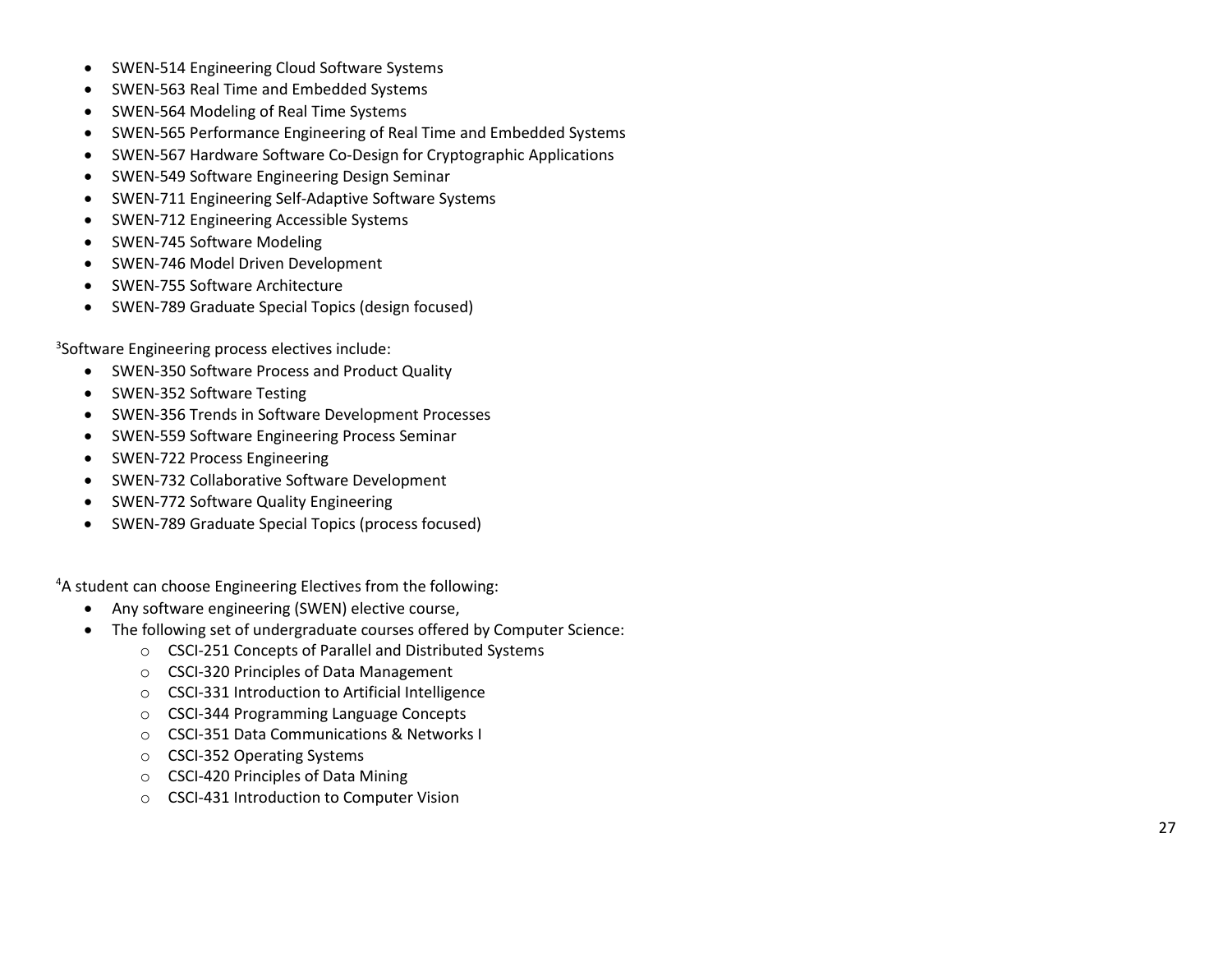- SWEN-514 Engineering Cloud Software Systems
- SWEN-563 Real Time and Embedded Systems
- SWEN-564 Modeling of Real Time Systems
- SWEN-565 Performance Engineering of Real Time and Embedded Systems
- SWEN-567 Hardware Software Co-Design for Cryptographic Applications
- SWEN-549 Software Engineering Design Seminar
- SWEN-711 Engineering Self-Adaptive Software Systems
- SWEN-712 Engineering Accessible Systems
- SWEN-745 Software Modeling
- SWEN-746 Model Driven Development
- SWEN-755 Software Architecture
- SWEN-789 Graduate Special Topics (design focused)

[3]Software Engineering process electives include:

- SWEN-350 Software Process and Product Quality
- SWEN-352 Software Testing
- SWEN-356 Trends in Software Development Processes
- SWEN-559 Software Engineering Process Seminar
- SWEN-722 Process Engineering
- SWEN-732 Collaborative Software Development
- SWEN-772 Software Quality Engineering
- SWEN-789 Graduate Special Topics (process focused)

[4]A student can choose Engineering Electives from the following:

- Any software engineering (SWEN) elective course,
- The following set of undergraduate courses offered by Computer Science:
  - CSCI-251 Concepts of Parallel and Distributed Systems
  - CSCI-320 Principles of Data Management
  - CSCI-331 Introduction to Artificial Intelligence
  - CSCI-344 Programming Language Concepts
  - CSCI-351 Data Communications & Networks I
  - CSCI-352 Operating Systems
  - CSCI-420 Principles of Data Mining
  - CSCI-431 Introduction to Computer Vision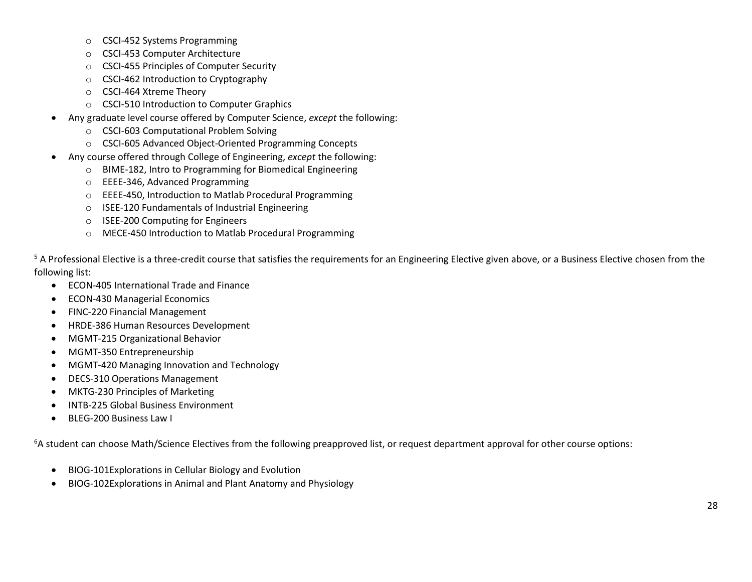- CSCI-452 Systems Programming
  - CSCI-453 Computer Architecture
  - CSCI-455 Principles of Computer Security
  - CSCI-462 Introduction to Cryptography
  - CSCI-464 Xtreme Theory
  - CSCI-510 Introduction to Computer Graphics
- Any graduate level course offered by Computer Science, *except* the following:
  - CSCI-603 Computational Problem Solving
  - CSCI-605 Advanced Object-Oriented Programming Concepts
- Any course offered through College of Engineering, *except* the following:
  - BIME-182, Intro to Programming for Biomedical Engineering
  - EEEE-346, Advanced Programming
  - EEEE-450, Introduction to Matlab Procedural Programming
  - ISEE-120 Fundamentals of Industrial Engineering
  - ISEE-200 Computing for Engineers
  - MECE-450 Introduction to Matlab Procedural Programming

[5] A Professional Elective is a three-credit course that satisfies the requirements for an Engineering Elective given above, or a Business Elective chosen from the following list:

- ECON-405 International Trade and Finance
- ECON-430 Managerial Economics
- FINC-220 Financial Management
- HRDE-386 Human Resources Development
- MGMT-215 Organizational Behavior
- MGMT-350 Entrepreneurship
- MGMT-420 Managing Innovation and Technology
- DECS-310 Operations Management
- MKTG-230 Principles of Marketing
- INTB-225 Global Business Environment
- BLEG-200 Business Law I

[6]A student can choose Math/Science Electives from the following preapproved list, or request department approval for other course options:

- BIOG-101Explorations in Cellular Biology and Evolution
- BIOG-102Explorations in Animal and Plant Anatomy and Physiology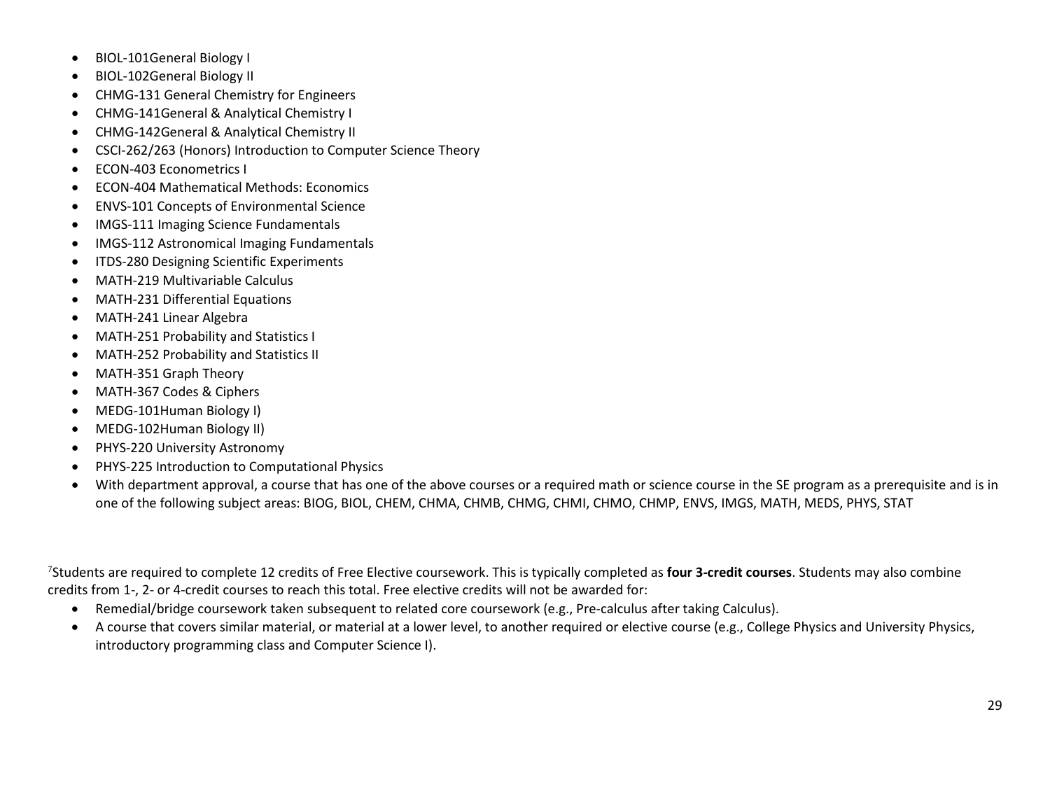- BIOL-101General Biology I
- BIOL-102General Biology II
- CHMG-131 General Chemistry for Engineers
- CHMG-141General & Analytical Chemistry I
- CHMG-142General & Analytical Chemistry II
- CSCI-262/263 (Honors) Introduction to Computer Science Theory
- ECON-403 Econometrics I
- ECON-404 Mathematical Methods: Economics
- ENVS-101 Concepts of Environmental Science
- IMGS-111 Imaging Science Fundamentals
- IMGS-112 Astronomical Imaging Fundamentals
- ITDS-280 Designing Scientific Experiments
- MATH-219 Multivariable Calculus
- MATH-231 Differential Equations
- MATH-241 Linear Algebra
- MATH-251 Probability and Statistics I
- MATH-252 Probability and Statistics II
- MATH-351 Graph Theory
- MATH-367 Codes & Ciphers
- MEDG-101Human Biology I)
- MEDG-102Human Biology II)
- PHYS-220 University Astronomy
- PHYS-225 Introduction to Computational Physics
- With department approval, a course that has one of the above courses or a required math or science course in the SE program as a prerequisite and is in one of the following subject areas: BIOG, BIOL, CHEM, CHMA, CHMB, CHMG, CHMI, CHMO, CHMP, ENVS, IMGS, MATH, MEDS, PHYS, STAT

[7]Students are required to complete 12 credits of Free Elective coursework. This is typically completed as **four 3-credit courses**. Students may also combine credits from 1-, 2- or 4-credit courses to reach this total. Free elective credits will not be awarded for:

- Remedial/bridge coursework taken subsequent to related core coursework (e.g., Pre-calculus after taking Calculus).
- A course that covers similar material, or material at a lower level, to another required or elective course (e.g., College Physics and University Physics, introductory programming class and Computer Science I).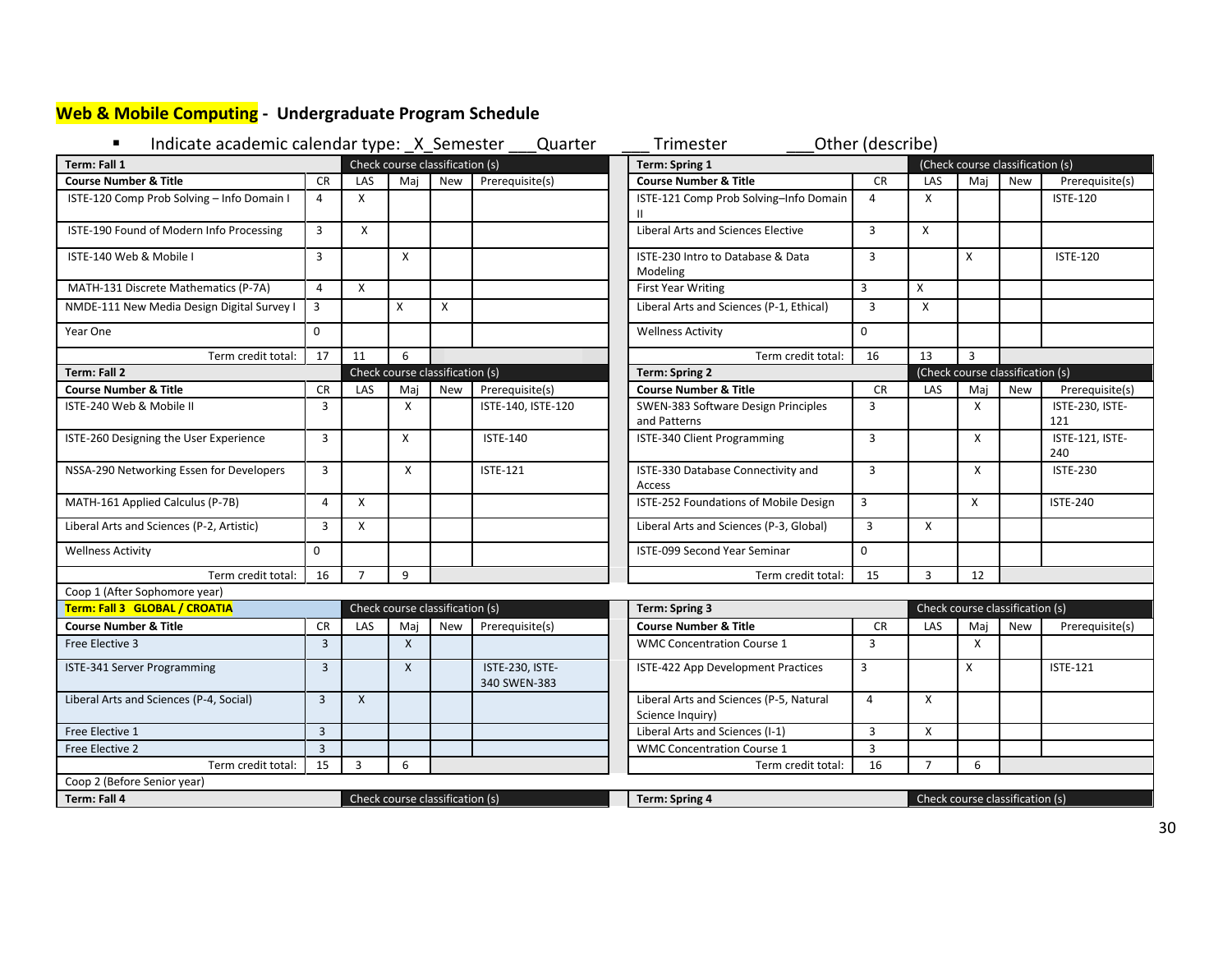## Web & Mobile Computing - Undergraduate Program Schedule

- Indicate academic calendar type: _X_Semester ___Quarter ___ Trimester ___Other (describe)

| Term: Fall 1 | | Check course classification (s) | | | | Term: Spring 1 | | (Check course classification (s) | | | |
|---|---|---|---|---|---|---|---|---|---|---|---|
| **Course Number & Title** | CR | LAS | Maj | New | Prerequisite(s) | **Course Number & Title** | CR | LAS | Maj | New | Prerequisite(s) |
| ISTE-120 Comp Prob Solving – Info Domain I | 4 | X | | | | ISTE-121 Comp Prob Solving–Info Domain II | 4 | X | | | ISTE-120 |
| ISTE-190 Found of Modern Info Processing | 3 | X | | | | Liberal Arts and Sciences Elective | 3 | X | | | |
| ISTE-140 Web & Mobile I | 3 | | X | | | ISTE-230 Intro to Database & Data Modeling | 3 | | X | | ISTE-120 |
| MATH-131 Discrete Mathematics (P-7A) | 4 | X | | | | First Year Writing | 3 | X | | | |
| NMDE-111 New Media Design Digital Survey I | 3 | | X | X | | Liberal Arts and Sciences (P-1, Ethical) | 3 | X | | | |
| Year One | 0 | | | | | Wellness Activity | 0 | | | | |
| Term credit total: | 17 | 11 | 6 | | | Term credit total: | 16 | 13 | 3 | | |
| **Term: Fall 2** | | Check course classification (s) | | | | **Term: Spring 2** | | (Check course classification (s) | | | |
| **Course Number & Title** | CR | LAS | Maj | New | Prerequisite(s) | **Course Number & Title** | CR | LAS | Maj | New | Prerequisite(s) |
| ISTE-240 Web & Mobile II | 3 | | X | | ISTE-140, ISTE-120 | SWEN-383 Software Design Principles and Patterns | 3 | | X | | ISTE-230, ISTE-121 |
| ISTE-260 Designing the User Experience | 3 | | X | | ISTE-140 | ISTE-340 Client Programming | 3 | | X | | ISTE-121, ISTE-240 |
| NSSA-290 Networking Essen for Developers | 3 | | X | | ISTE-121 | ISTE-330 Database Connectivity and Access | 3 | | X | | ISTE-230 |
| MATH-161 Applied Calculus (P-7B) | 4 | X | | | | ISTE-252 Foundations of Mobile Design | 3 | | X | | ISTE-240 |
| Liberal Arts and Sciences (P-2, Artistic) | 3 | X | | | | Liberal Arts and Sciences (P-3, Global) | 3 | X | | | |
| Wellness Activity | 0 | | | | | ISTE-099 Second Year Seminar | 0 | | | | |
| Term credit total: | 16 | 7 | 9 | | | Term credit total: | 15 | 3 | 12 | | |
| Coop 1 (After Sophomore year) | | | | | | | | | | | |
| **Term: Fall 3 GLOBAL / CROATIA** | | Check course classification (s) | | | | **Term: Spring 3** | | Check course classification (s) | | | |
| **Course Number & Title** | CR | LAS | Maj | New | Prerequisite(s) | **Course Number & Title** | CR | LAS | Maj | New | Prerequisite(s) |
| Free Elective 3 | 3 | | X | | | WMC Concentration Course 1 | 3 | | X | | |
| ISTE-341 Server Programming | 3 | | X | | ISTE-230, ISTE-340 SWEN-383 | ISTE-422 App Development Practices | 3 | | X | | ISTE-121 |
| Liberal Arts and Sciences (P-4, Social) | 3 | X | | | | Liberal Arts and Sciences (P-5, Natural Science Inquiry) | 4 | X | | | |
| Free Elective 1 | 3 | | | | | Liberal Arts and Sciences (I-1) | 3 | X | | | |
| Free Elective 2 | 3 | | | | | WMC Concentration Course 1 | 3 | | | | |
| Term credit total: | 15 | 3 | 6 | | | Term credit total: | 16 | 7 | 6 | | |
| Coop 2 (Before Senior year) | | | | | | | | | | | |
| **Term: Fall 4** | | Check course classification (s) | | | | **Term: Spring 4** | | Check course classification (s) | | | |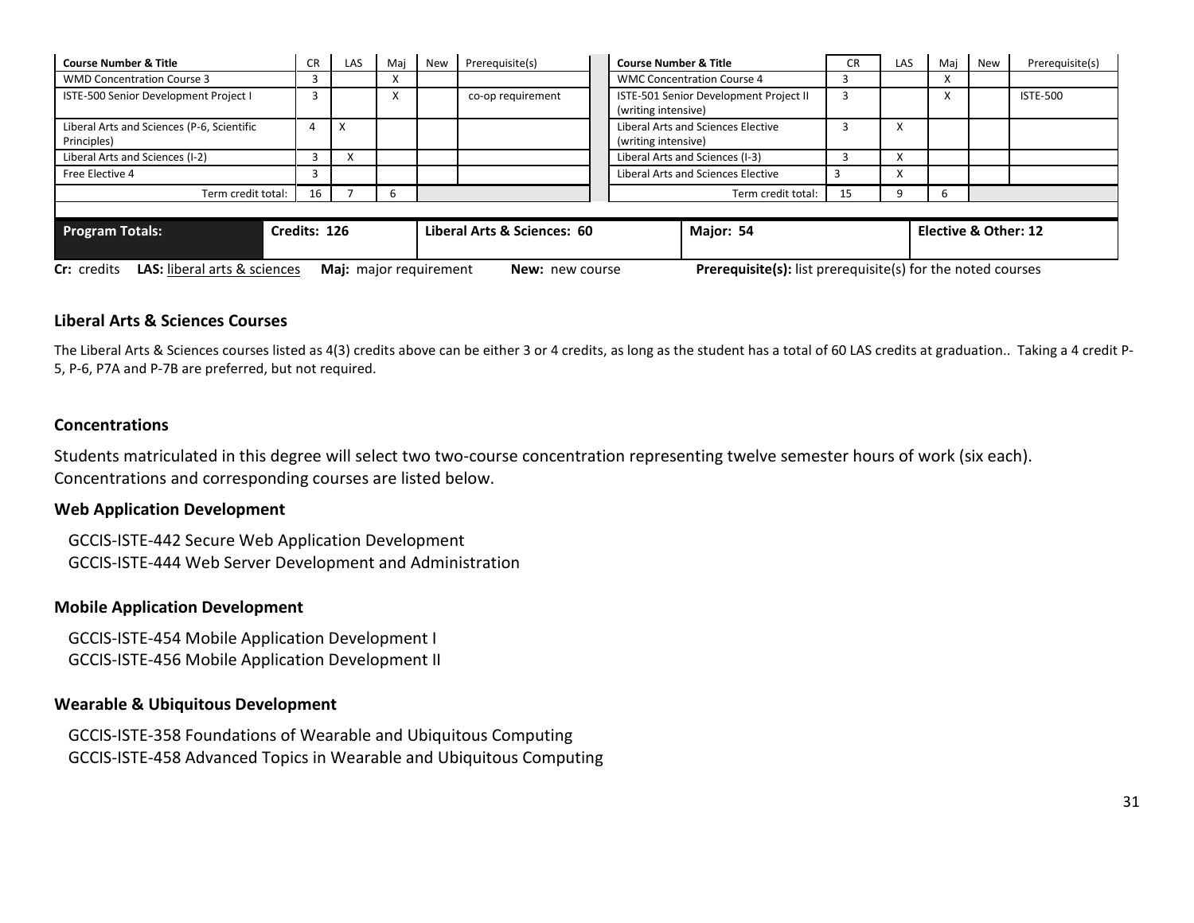| Course Number & Title | CR | LAS | Maj | New | Prerequisite(s) | | Course Number & Title | CR | LAS | Maj | New | Prerequisite(s) |
|---|---|---|---|---|---|---|---|---|---|---|---|---|
| WMD Concentration Course 3 | 3 | | X | | | | WMC Concentration Course 4 | 3 | | X | | |
| ISTE-500 Senior Development Project I | 3 | | X | | co-op requirement | | ISTE-501 Senior Development Project II (writing intensive) | 3 | | X | | ISTE-500 |
| Liberal Arts and Sciences (P-6, Scientific Principles) | 4 | X | | | | | Liberal Arts and Sciences Elective (writing intensive) | 3 | X | | | |
| Liberal Arts and Sciences (I-2) | 3 | X | | | | | Liberal Arts and Sciences (I-3) | 3 | X | | | |
| Free Elective 4 | 3 | | | | | | Liberal Arts and Sciences Elective | 3 | X | | | |
| Term credit total: | 16 | 7 | 6 | | | | Term credit total: | 15 | 9 | 6 | | |

| Program Totals: | Credits: 126 | Liberal Arts & Sciences: 60 | Major: 54 | Elective & Other: 12 |
|---|---|---|---|---|

**Cr:** credits **LAS:** liberal arts & sciences **Maj:** major requirement **New:** new course **Prerequisite(s):** list prerequisite(s) for the noted courses

### Liberal Arts & Sciences Courses

The Liberal Arts & Sciences courses listed as 4(3) credits above can be either 3 or 4 credits, as long as the student has a total of 60 LAS credits at graduation.. Taking a 4 credit P-5, P-6, P7A and P-7B are preferred, but not required.

### Concentrations

Students matriculated in this degree will select two two-course concentration representing twelve semester hours of work (six each). Concentrations and corresponding courses are listed below.

#### Web Application Development

GCCIS-ISTE-442 Secure Web Application Development
GCCIS-ISTE-444 Web Server Development and Administration

#### Mobile Application Development

GCCIS-ISTE-454 Mobile Application Development I
GCCIS-ISTE-456 Mobile Application Development II

#### Wearable & Ubiquitous Development

GCCIS-ISTE-358 Foundations of Wearable and Ubiquitous Computing
GCCIS-ISTE-458 Advanced Topics in Wearable and Ubiquitous Computing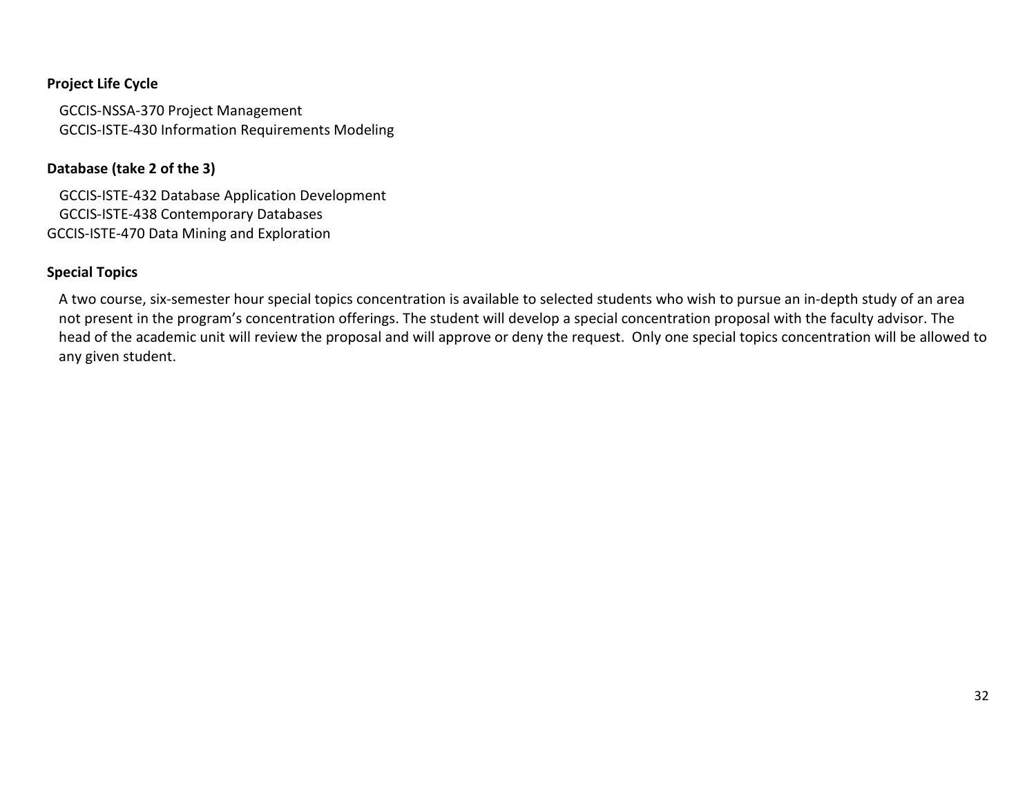**Project Life Cycle**

GCCIS-NSSA-370 Project Management
GCCIS-ISTE-430 Information Requirements Modeling

**Database (take 2 of the 3)**

GCCIS-ISTE-432 Database Application Development
GCCIS-ISTE-438 Contemporary Databases
GCCIS-ISTE-470 Data Mining and Exploration

**Special Topics**

A two course, six-semester hour special topics concentration is available to selected students who wish to pursue an in-depth study of an area not present in the program's concentration offerings. The student will develop a special concentration proposal with the faculty advisor. The head of the academic unit will review the proposal and will approve or deny the request. Only one special topics concentration will be allowed to any given student.